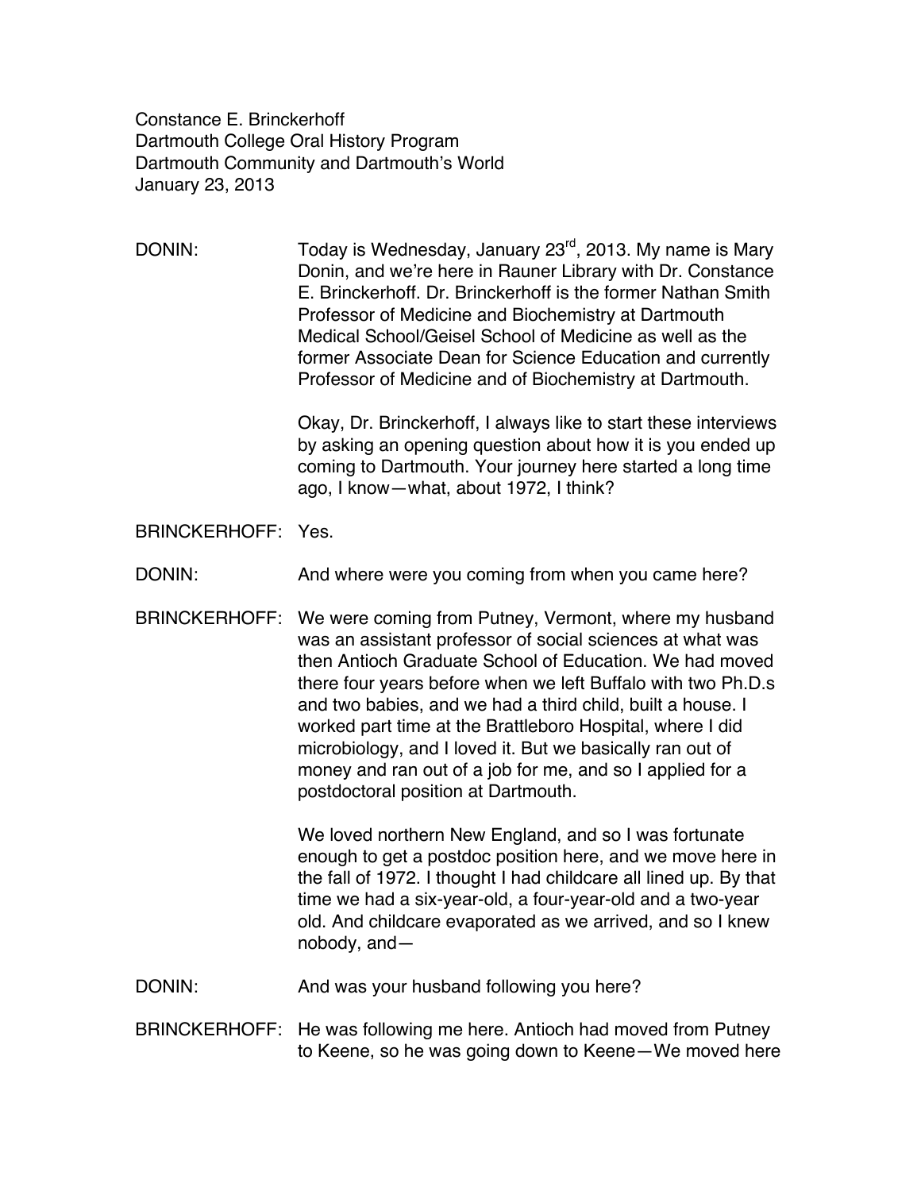Constance E. Brinckerhoff
Dartmouth College Oral History Program
Dartmouth Community and Dartmouth's World
January 23, 2013

DONIN: Today is Wednesday, January 23rd, 2013. My name is Mary Donin, and we're here in Rauner Library with Dr. Constance E. Brinckerhoff. Dr. Brinckerhoff is the former Nathan Smith Professor of Medicine and Biochemistry at Dartmouth Medical School/Geisel School of Medicine as well as the former Associate Dean for Science Education and currently Professor of Medicine and of Biochemistry at Dartmouth.

Okay, Dr. Brinckerhoff, I always like to start these interviews by asking an opening question about how it is you ended up coming to Dartmouth. Your journey here started a long time ago, I know—what, about 1972, I think?

BRINCKERHOFF: Yes.

DONIN: And where were you coming from when you came here?

BRINCKERHOFF: We were coming from Putney, Vermont, where my husband was an assistant professor of social sciences at what was then Antioch Graduate School of Education. We had moved there four years before when we left Buffalo with two Ph.D.s and two babies, and we had a third child, built a house. I worked part time at the Brattleboro Hospital, where I did microbiology, and I loved it. But we basically ran out of money and ran out of a job for me, and so I applied for a postdoctoral position at Dartmouth.

We loved northern New England, and so I was fortunate enough to get a postdoc position here, and we move here in the fall of 1972. I thought I had childcare all lined up. By that time we had a six-year-old, a four-year-old and a two-year old. And childcare evaporated as we arrived, and so I knew nobody, and—

DONIN: And was your husband following you here?

BRINCKERHOFF: He was following me here. Antioch had moved from Putney to Keene, so he was going down to Keene—We moved here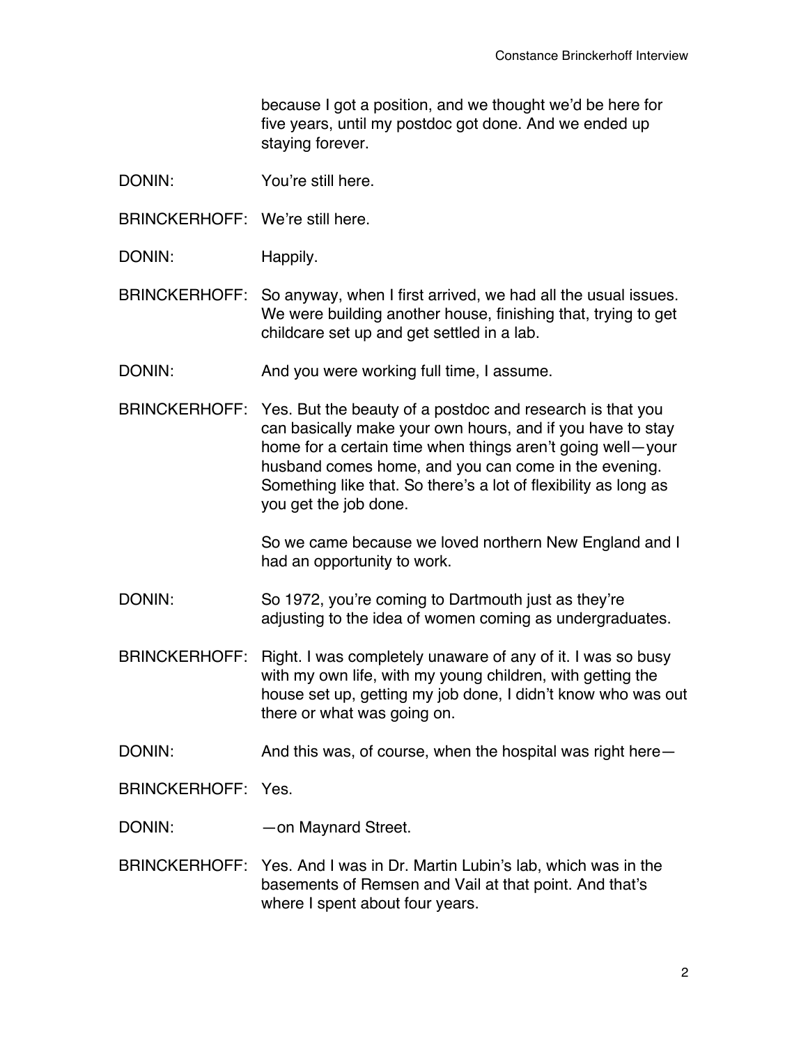because I got a position, and we thought we'd be here for five years, until my postdoc got done. And we ended up staying forever.

DONIN: You're still here.

BRINCKERHOFF: We're still here.

DONIN: Happily.

BRINCKERHOFF: So anyway, when I first arrived, we had all the usual issues. We were building another house, finishing that, trying to get childcare set up and get settled in a lab.

DONIN: And you were working full time, I assume.

BRINCKERHOFF: Yes. But the beauty of a postdoc and research is that you can basically make your own hours, and if you have to stay home for a certain time when things aren't going well—your husband comes home, and you can come in the evening. Something like that. So there's a lot of flexibility as long as you get the job done.

So we came because we loved northern New England and I had an opportunity to work.

DONIN: So 1972, you're coming to Dartmouth just as they're adjusting to the idea of women coming as undergraduates.

BRINCKERHOFF: Right. I was completely unaware of any of it. I was so busy with my own life, with my young children, with getting the house set up, getting my job done, I didn't know who was out there or what was going on.

DONIN: And this was, of course, when the hospital was right here—

BRINCKERHOFF: Yes.

DONIN: —on Maynard Street.

BRINCKERHOFF: Yes. And I was in Dr. Martin Lubin's lab, which was in the basements of Remsen and Vail at that point. And that's where I spent about four years.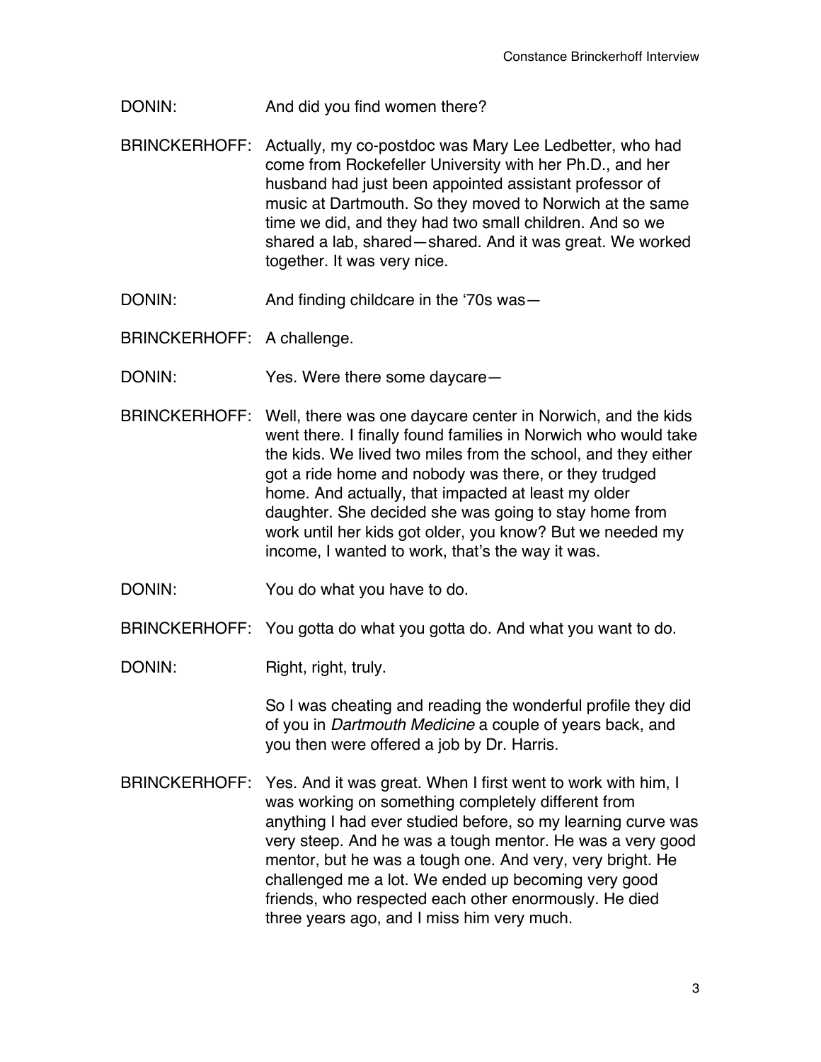DONIN: And did you find women there?

BRINCKERHOFF: Actually, my co-postdoc was Mary Lee Ledbetter, who had come from Rockefeller University with her Ph.D., and her husband had just been appointed assistant professor of music at Dartmouth. So they moved to Norwich at the same time we did, and they had two small children. And so we shared a lab, shared—shared. And it was great. We worked together. It was very nice.

DONIN: And finding childcare in the '70s was—

BRINCKERHOFF: A challenge.

DONIN: Yes. Were there some daycare—

BRINCKERHOFF: Well, there was one daycare center in Norwich, and the kids went there. I finally found families in Norwich who would take the kids. We lived two miles from the school, and they either got a ride home and nobody was there, or they trudged home. And actually, that impacted at least my older daughter. She decided she was going to stay home from work until her kids got older, you know? But we needed my income, I wanted to work, that's the way it was.

DONIN: You do what you have to do.

BRINCKERHOFF: You gotta do what you gotta do. And what you want to do.

DONIN: Right, right, truly.

So I was cheating and reading the wonderful profile they did of you in *Dartmouth Medicine* a couple of years back, and you then were offered a job by Dr. Harris.

BRINCKERHOFF: Yes. And it was great. When I first went to work with him, I was working on something completely different from anything I had ever studied before, so my learning curve was very steep. And he was a tough mentor. He was a very good mentor, but he was a tough one. And very, very bright. He challenged me a lot. We ended up becoming very good friends, who respected each other enormously. He died three years ago, and I miss him very much.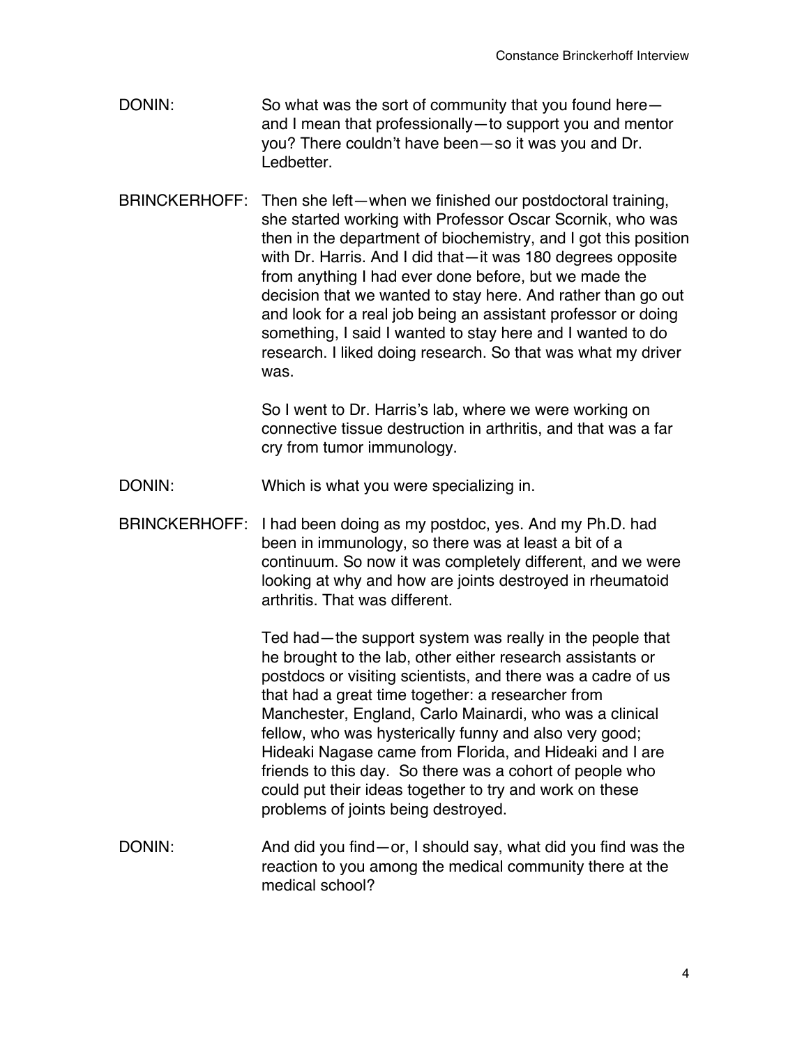DONIN: So what was the sort of community that you found here—and I mean that professionally—to support you and mentor you? There couldn't have been—so it was you and Dr. Ledbetter.

BRINCKERHOFF: Then she left—when we finished our postdoctoral training, she started working with Professor Oscar Scornik, who was then in the department of biochemistry, and I got this position with Dr. Harris. And I did that—it was 180 degrees opposite from anything I had ever done before, but we made the decision that we wanted to stay here. And rather than go out and look for a real job being an assistant professor or doing something, I said I wanted to stay here and I wanted to do research. I liked doing research. So that was what my driver was.

So I went to Dr. Harris's lab, where we were working on connective tissue destruction in arthritis, and that was a far cry from tumor immunology.

DONIN: Which is what you were specializing in.

BRINCKERHOFF: I had been doing as my postdoc, yes. And my Ph.D. had been in immunology, so there was at least a bit of a continuum. So now it was completely different, and we were looking at why and how are joints destroyed in rheumatoid arthritis. That was different.

Ted had—the support system was really in the people that he brought to the lab, other either research assistants or postdocs or visiting scientists, and there was a cadre of us that had a great time together: a researcher from Manchester, England, Carlo Mainardi, who was a clinical fellow, who was hysterically funny and also very good; Hideaki Nagase came from Florida, and Hideaki and I are friends to this day. So there was a cohort of people who could put their ideas together to try and work on these problems of joints being destroyed.

DONIN: And did you find—or, I should say, what did you find was the reaction to you among the medical community there at the medical school?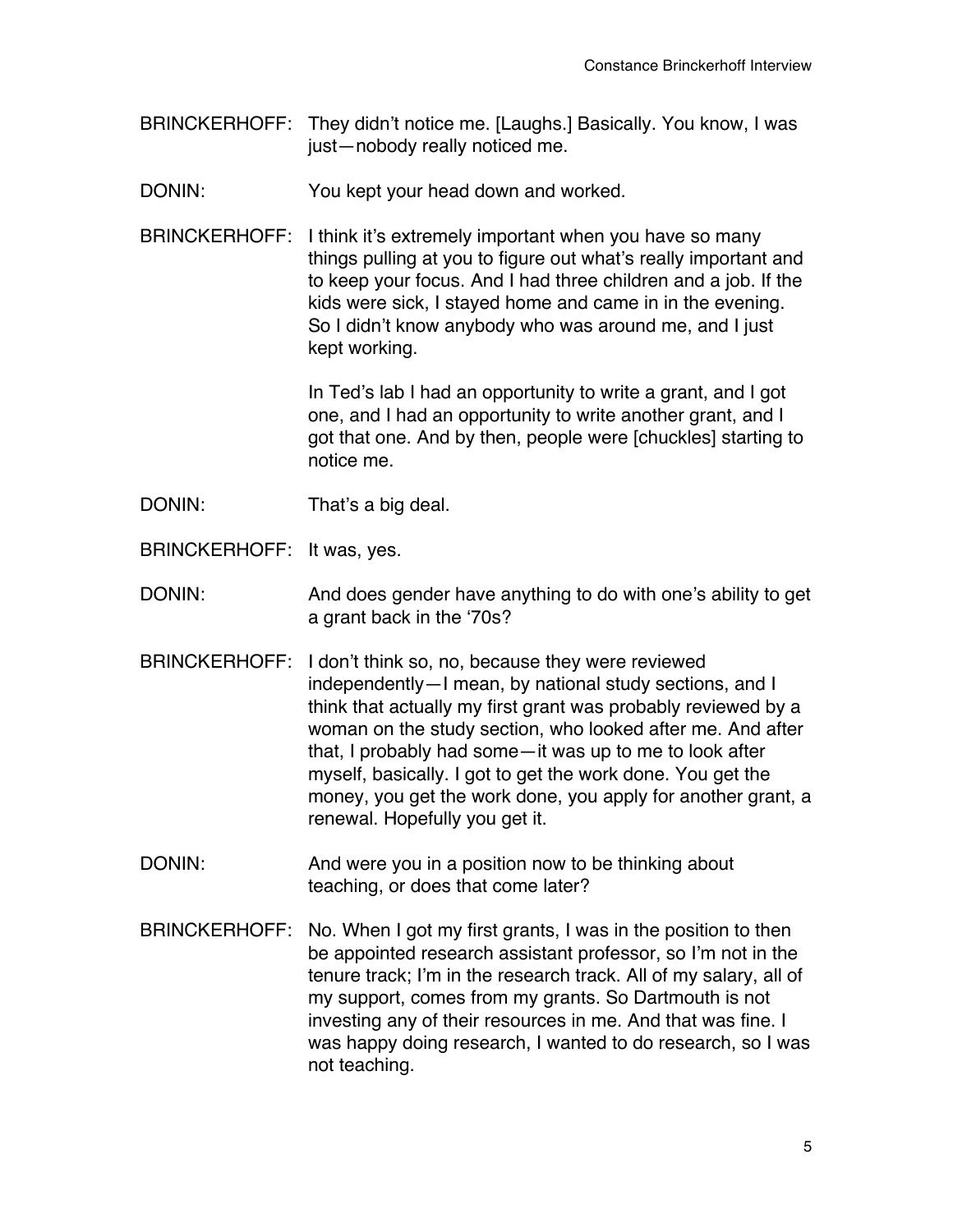BRINCKERHOFF: They didn't notice me. [Laughs.] Basically. You know, I was just—nobody really noticed me.

DONIN: You kept your head down and worked.

BRINCKERHOFF: I think it's extremely important when you have so many things pulling at you to figure out what's really important and to keep your focus. And I had three children and a job. If the kids were sick, I stayed home and came in in the evening. So I didn't know anybody who was around me, and I just kept working.

In Ted's lab I had an opportunity to write a grant, and I got one, and I had an opportunity to write another grant, and I got that one. And by then, people were [chuckles] starting to notice me.

DONIN: That's a big deal.

BRINCKERHOFF: It was, yes.

DONIN: And does gender have anything to do with one's ability to get a grant back in the '70s?

BRINCKERHOFF: I don't think so, no, because they were reviewed independently—I mean, by national study sections, and I think that actually my first grant was probably reviewed by a woman on the study section, who looked after me. And after that, I probably had some—it was up to me to look after myself, basically. I got to get the work done. You get the money, you get the work done, you apply for another grant, a renewal. Hopefully you get it.

DONIN: And were you in a position now to be thinking about teaching, or does that come later?

BRINCKERHOFF: No. When I got my first grants, I was in the position to then be appointed research assistant professor, so I'm not in the tenure track; I'm in the research track. All of my salary, all of my support, comes from my grants. So Dartmouth is not investing any of their resources in me. And that was fine. I was happy doing research, I wanted to do research, so I was not teaching.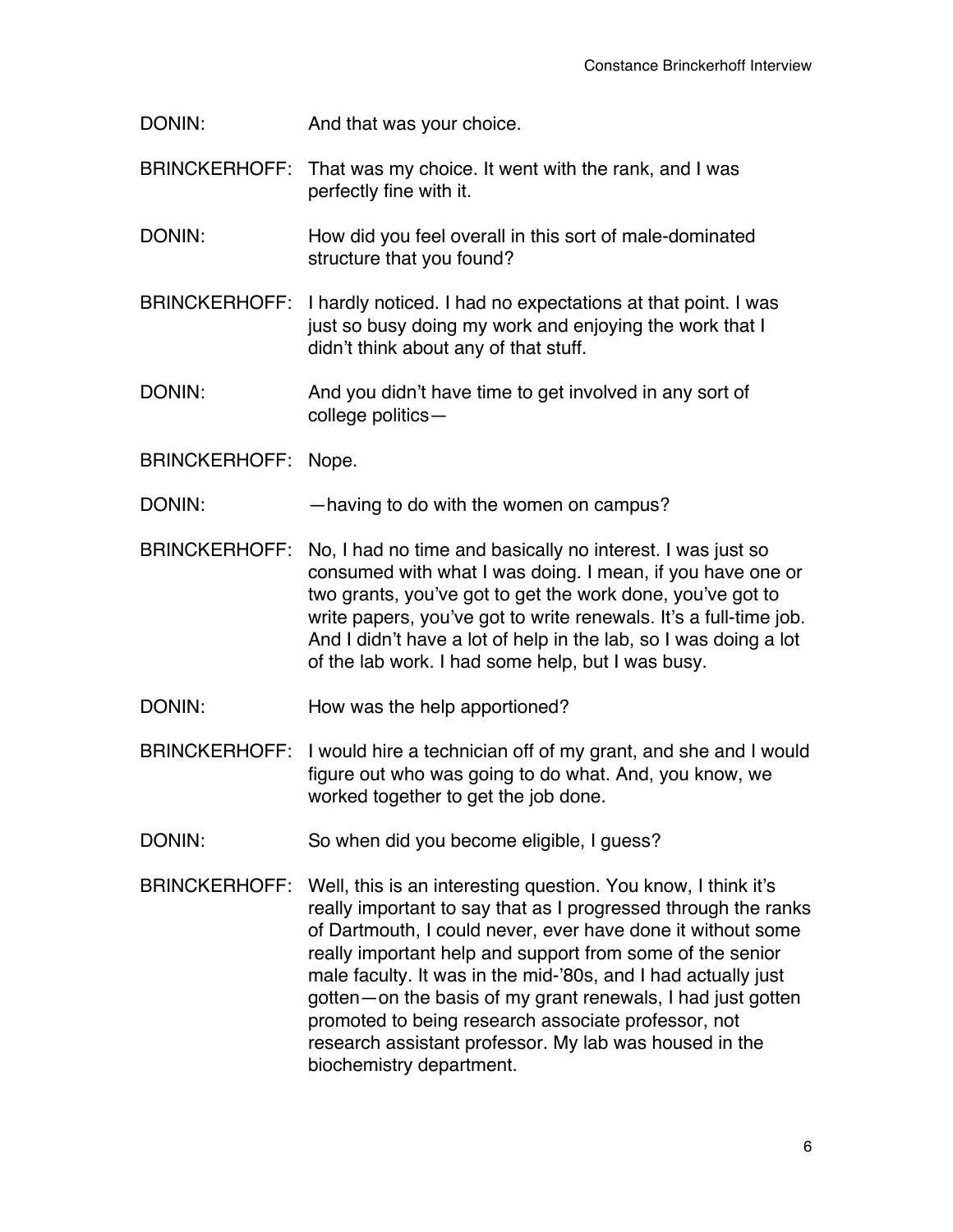DONIN: And that was your choice.

BRINCKERHOFF: That was my choice. It went with the rank, and I was perfectly fine with it.

DONIN: How did you feel overall in this sort of male-dominated structure that you found?

BRINCKERHOFF: I hardly noticed. I had no expectations at that point. I was just so busy doing my work and enjoying the work that I didn't think about any of that stuff.

DONIN: And you didn't have time to get involved in any sort of college politics—

BRINCKERHOFF: Nope.

DONIN: —having to do with the women on campus?

BRINCKERHOFF: No, I had no time and basically no interest. I was just so consumed with what I was doing. I mean, if you have one or two grants, you've got to get the work done, you've got to write papers, you've got to write renewals. It's a full-time job. And I didn't have a lot of help in the lab, so I was doing a lot of the lab work. I had some help, but I was busy.

DONIN: How was the help apportioned?

BRINCKERHOFF: I would hire a technician off of my grant, and she and I would figure out who was going to do what. And, you know, we worked together to get the job done.

DONIN: So when did you become eligible, I guess?

BRINCKERHOFF: Well, this is an interesting question. You know, I think it's really important to say that as I progressed through the ranks of Dartmouth, I could never, ever have done it without some really important help and support from some of the senior male faculty. It was in the mid-'80s, and I had actually just gotten—on the basis of my grant renewals, I had just gotten promoted to being research associate professor, not research assistant professor. My lab was housed in the biochemistry department.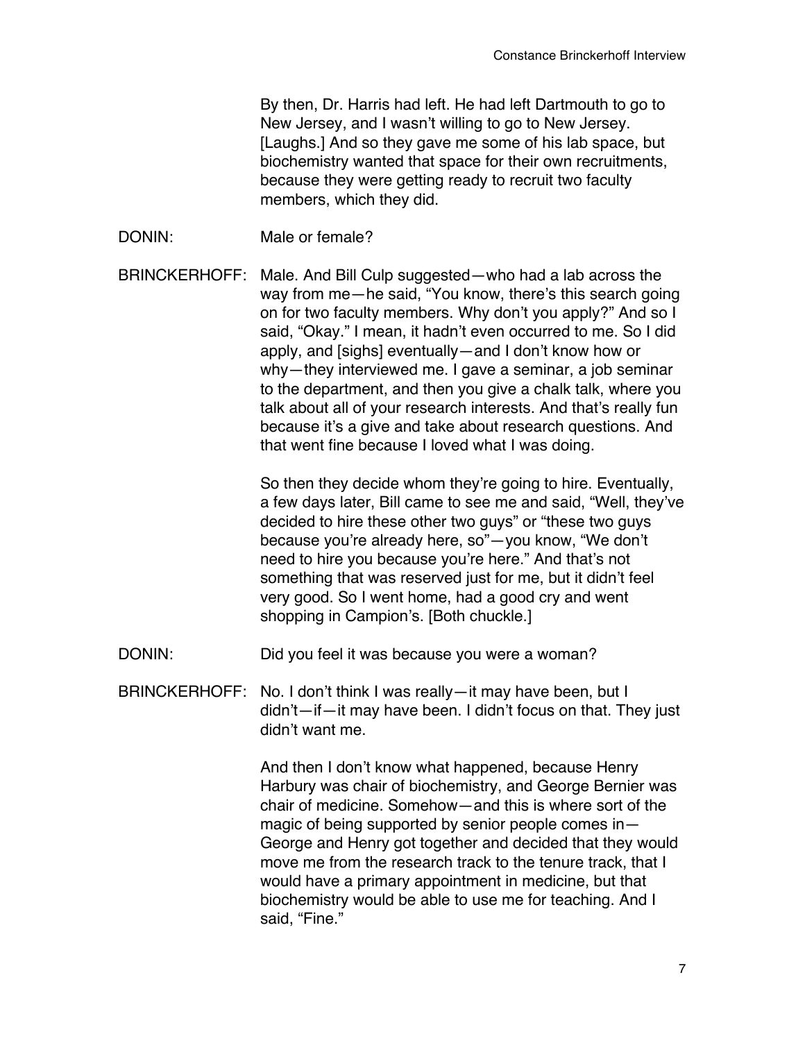By then, Dr. Harris had left. He had left Dartmouth to go to New Jersey, and I wasn't willing to go to New Jersey. [Laughs.] And so they gave me some of his lab space, but biochemistry wanted that space for their own recruitments, because they were getting ready to recruit two faculty members, which they did.

DONIN: Male or female?

BRINCKERHOFF: Male. And Bill Culp suggested—who had a lab across the way from me—he said, "You know, there's this search going on for two faculty members. Why don't you apply?" And so I said, "Okay." I mean, it hadn't even occurred to me. So I did apply, and [sighs] eventually—and I don't know how or why—they interviewed me. I gave a seminar, a job seminar to the department, and then you give a chalk talk, where you talk about all of your research interests. And that's really fun because it's a give and take about research questions. And that went fine because I loved what I was doing.

So then they decide whom they're going to hire. Eventually, a few days later, Bill came to see me and said, "Well, they've decided to hire these other two guys" or "these two guys because you're already here, so"—you know, "We don't need to hire you because you're here." And that's not something that was reserved just for me, but it didn't feel very good. So I went home, had a good cry and went shopping in Campion's. [Both chuckle.]

DONIN: Did you feel it was because you were a woman?

BRINCKERHOFF: No. I don't think I was really—it may have been, but I didn't—if—it may have been. I didn't focus on that. They just didn't want me.

And then I don't know what happened, because Henry Harbury was chair of biochemistry, and George Bernier was chair of medicine. Somehow—and this is where sort of the magic of being supported by senior people comes in—George and Henry got together and decided that they would move me from the research track to the tenure track, that I would have a primary appointment in medicine, but that biochemistry would be able to use me for teaching. And I said, "Fine."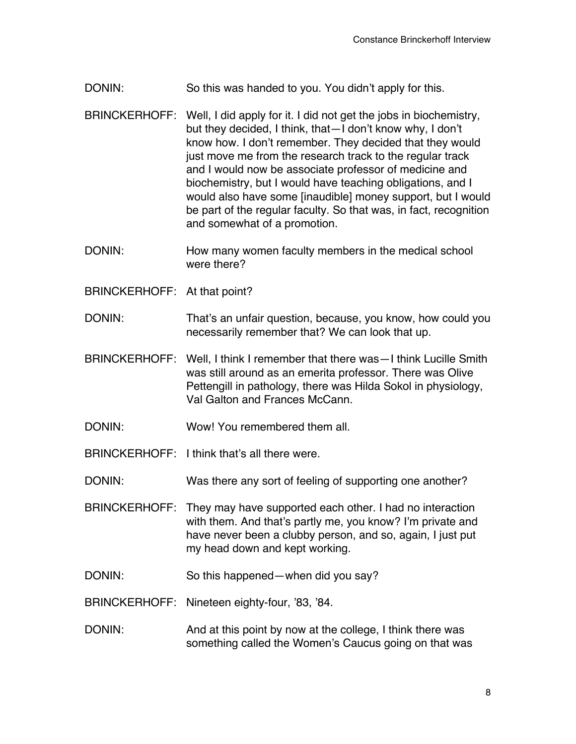DONIN: So this was handed to you. You didn't apply for this.

BRINCKERHOFF: Well, I did apply for it. I did not get the jobs in biochemistry, but they decided, I think, that—I don't know why, I don't know how. I don't remember. They decided that they would just move me from the research track to the regular track and I would now be associate professor of medicine and biochemistry, but I would have teaching obligations, and I would also have some [inaudible] money support, but I would be part of the regular faculty. So that was, in fact, recognition and somewhat of a promotion.

DONIN: How many women faculty members in the medical school were there?

BRINCKERHOFF: At that point?

DONIN: That's an unfair question, because, you know, how could you necessarily remember that? We can look that up.

BRINCKERHOFF: Well, I think I remember that there was—I think Lucille Smith was still around as an emerita professor. There was Olive Pettengill in pathology, there was Hilda Sokol in physiology, Val Galton and Frances McCann.

DONIN: Wow! You remembered them all.

BRINCKERHOFF: I think that's all there were.

DONIN: Was there any sort of feeling of supporting one another?

BRINCKERHOFF: They may have supported each other. I had no interaction with them. And that's partly me, you know? I'm private and have never been a clubby person, and so, again, I just put my head down and kept working.

DONIN: So this happened—when did you say?

BRINCKERHOFF: Nineteen eighty-four, '83, '84.

DONIN: And at this point by now at the college, I think there was something called the Women's Caucus going on that was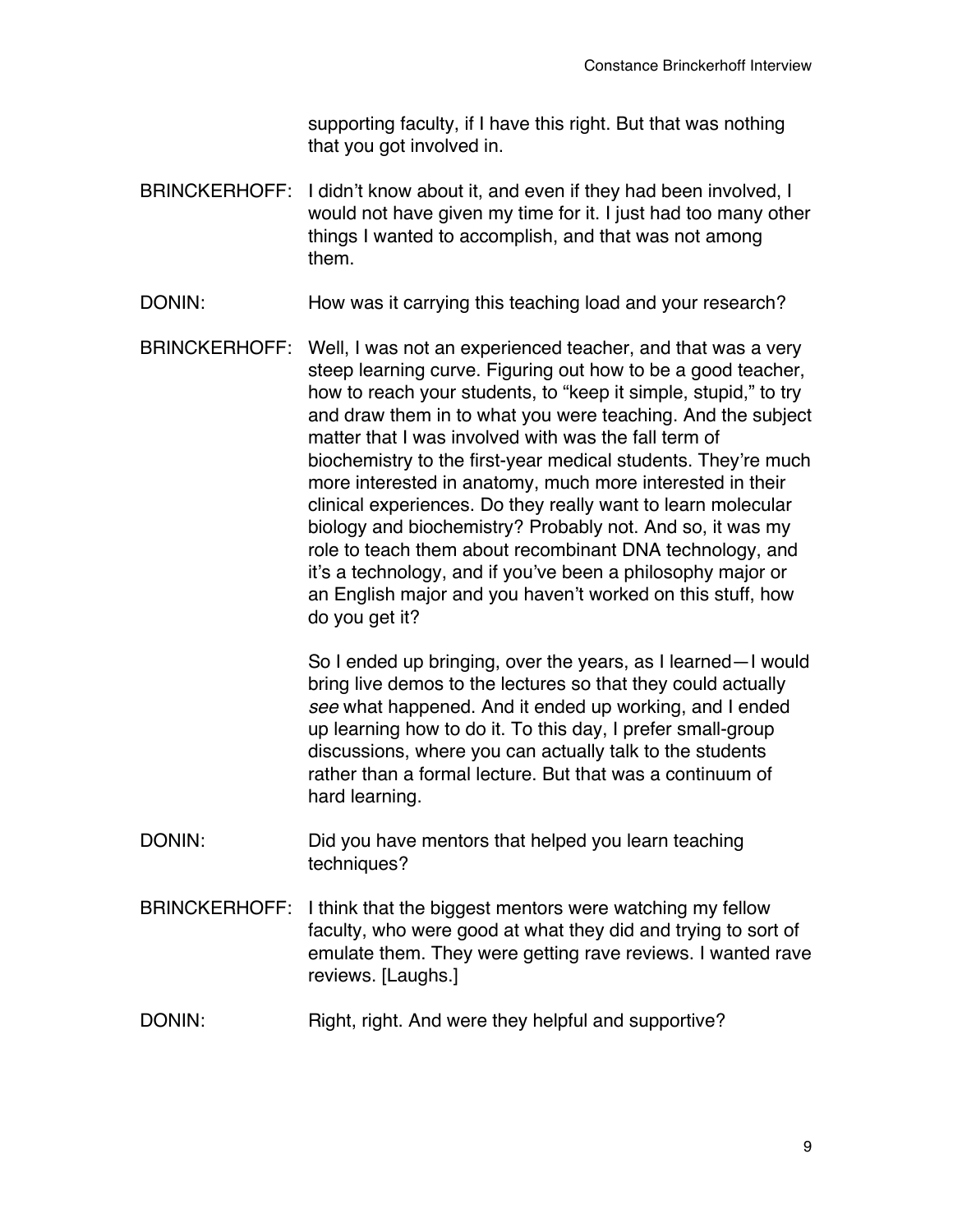supporting faculty, if I have this right. But that was nothing that you got involved in.

BRINCKERHOFF: I didn't know about it, and even if they had been involved, I would not have given my time for it. I just had too many other things I wanted to accomplish, and that was not among them.

DONIN: How was it carrying this teaching load and your research?

BRINCKERHOFF: Well, I was not an experienced teacher, and that was a very steep learning curve. Figuring out how to be a good teacher, how to reach your students, to "keep it simple, stupid," to try and draw them in to what you were teaching. And the subject matter that I was involved with was the fall term of biochemistry to the first-year medical students. They're much more interested in anatomy, much more interested in their clinical experiences. Do they really want to learn molecular biology and biochemistry? Probably not. And so, it was my role to teach them about recombinant DNA technology, and it's a technology, and if you've been a philosophy major or an English major and you haven't worked on this stuff, how do you get it?

So I ended up bringing, over the years, as I learned—I would bring live demos to the lectures so that they could actually *see* what happened. And it ended up working, and I ended up learning how to do it. To this day, I prefer small-group discussions, where you can actually talk to the students rather than a formal lecture. But that was a continuum of hard learning.

DONIN: Did you have mentors that helped you learn teaching techniques?

BRINCKERHOFF: I think that the biggest mentors were watching my fellow faculty, who were good at what they did and trying to sort of emulate them. They were getting rave reviews. I wanted rave reviews. [Laughs.]

DONIN: Right, right. And were they helpful and supportive?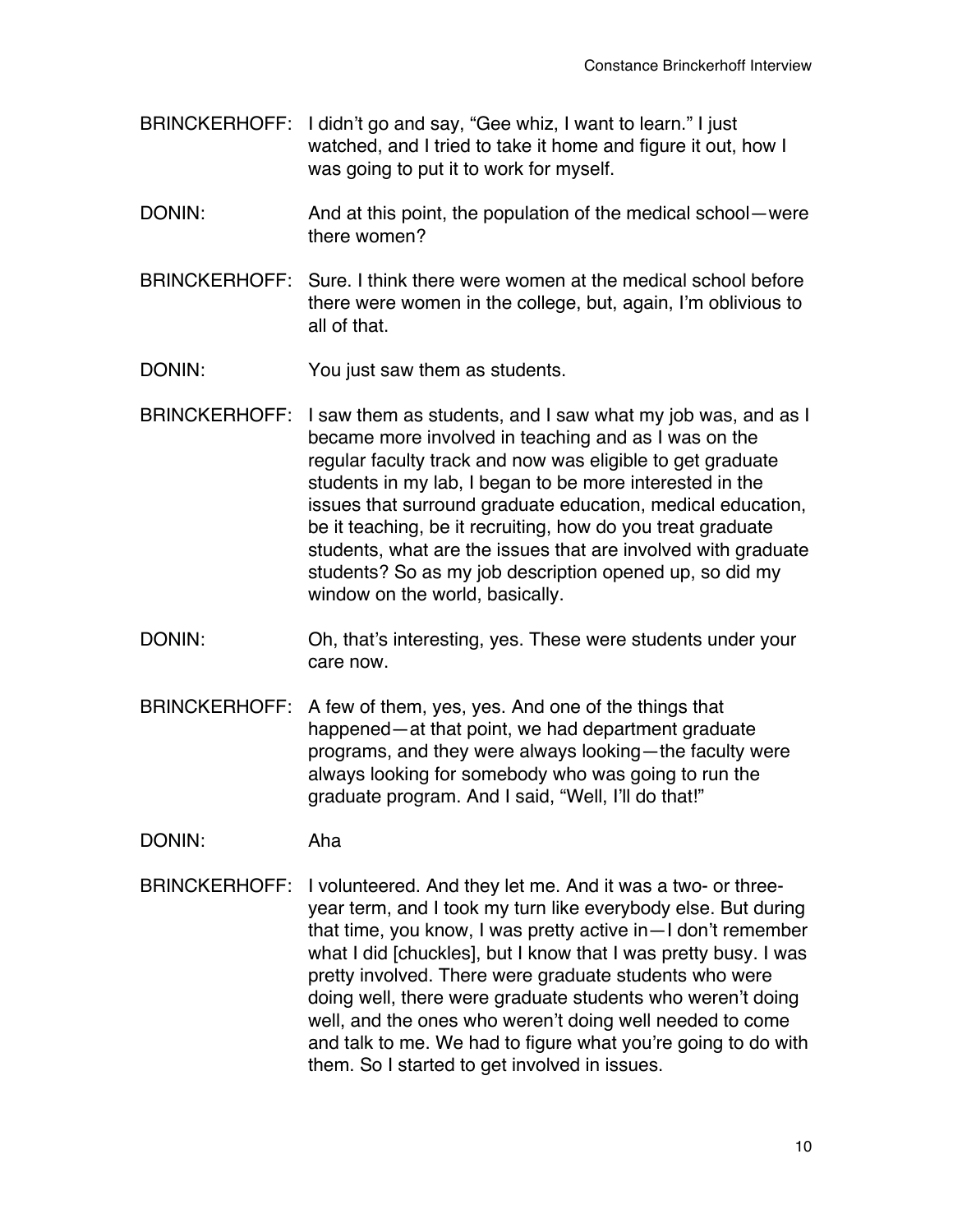BRINCKERHOFF: I didn't go and say, "Gee whiz, I want to learn." I just watched, and I tried to take it home and figure it out, how I was going to put it to work for myself.

DONIN: And at this point, the population of the medical school—were there women?

BRINCKERHOFF: Sure. I think there were women at the medical school before there were women in the college, but, again, I'm oblivious to all of that.

DONIN: You just saw them as students.

BRINCKERHOFF: I saw them as students, and I saw what my job was, and as I became more involved in teaching and as I was on the regular faculty track and now was eligible to get graduate students in my lab, I began to be more interested in the issues that surround graduate education, medical education, be it teaching, be it recruiting, how do you treat graduate students, what are the issues that are involved with graduate students? So as my job description opened up, so did my window on the world, basically.

DONIN: Oh, that's interesting, yes. These were students under your care now.

BRINCKERHOFF: A few of them, yes, yes. And one of the things that happened—at that point, we had department graduate programs, and they were always looking—the faculty were always looking for somebody who was going to run the graduate program. And I said, "Well, I'll do that!"

DONIN: Aha

BRINCKERHOFF: I volunteered. And they let me. And it was a two- or three-year term, and I took my turn like everybody else. But during that time, you know, I was pretty active in—I don't remember what I did [chuckles], but I know that I was pretty busy. I was pretty involved. There were graduate students who were doing well, there were graduate students who weren't doing well, and the ones who weren't doing well needed to come and talk to me. We had to figure what you're going to do with them. So I started to get involved in issues.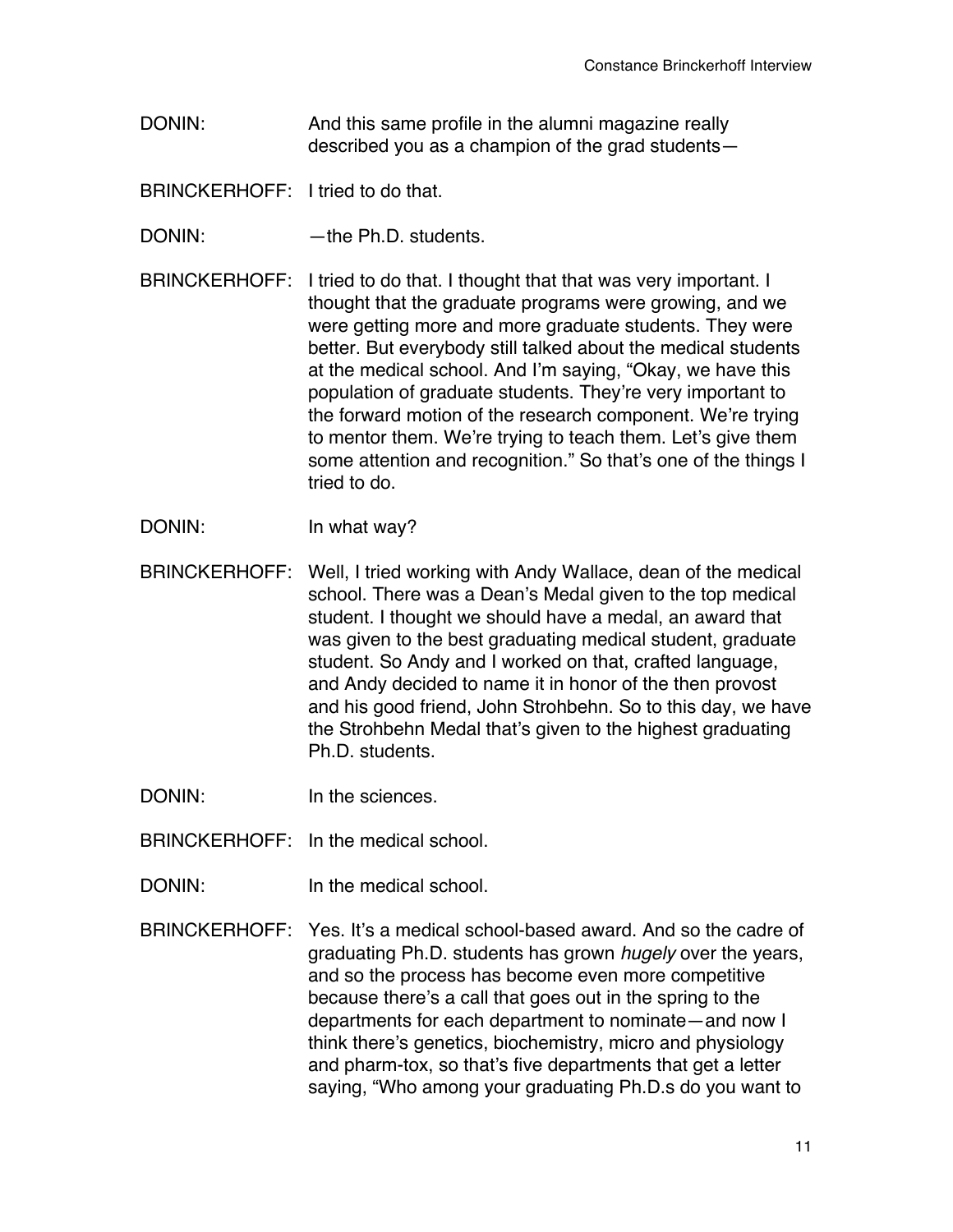DONIN: And this same profile in the alumni magazine really described you as a champion of the grad students—

BRINCKERHOFF: I tried to do that.

DONIN: —the Ph.D. students.

BRINCKERHOFF: I tried to do that. I thought that that was very important. I thought that the graduate programs were growing, and we were getting more and more graduate students. They were better. But everybody still talked about the medical students at the medical school. And I'm saying, "Okay, we have this population of graduate students. They're very important to the forward motion of the research component. We're trying to mentor them. We're trying to teach them. Let's give them some attention and recognition." So that's one of the things I tried to do.

DONIN: In what way?

BRINCKERHOFF: Well, I tried working with Andy Wallace, dean of the medical school. There was a Dean's Medal given to the top medical student. I thought we should have a medal, an award that was given to the best graduating medical student, graduate student. So Andy and I worked on that, crafted language, and Andy decided to name it in honor of the then provost and his good friend, John Strohbehn. So to this day, we have the Strohbehn Medal that's given to the highest graduating Ph.D. students.

DONIN: In the sciences.

BRINCKERHOFF: In the medical school.

DONIN: In the medical school.

BRINCKERHOFF: Yes. It's a medical school-based award. And so the cadre of graduating Ph.D. students has grown *hugely* over the years, and so the process has become even more competitive because there's a call that goes out in the spring to the departments for each department to nominate—and now I think there's genetics, biochemistry, micro and physiology and pharm-tox, so that's five departments that get a letter saying, "Who among your graduating Ph.D.s do you want to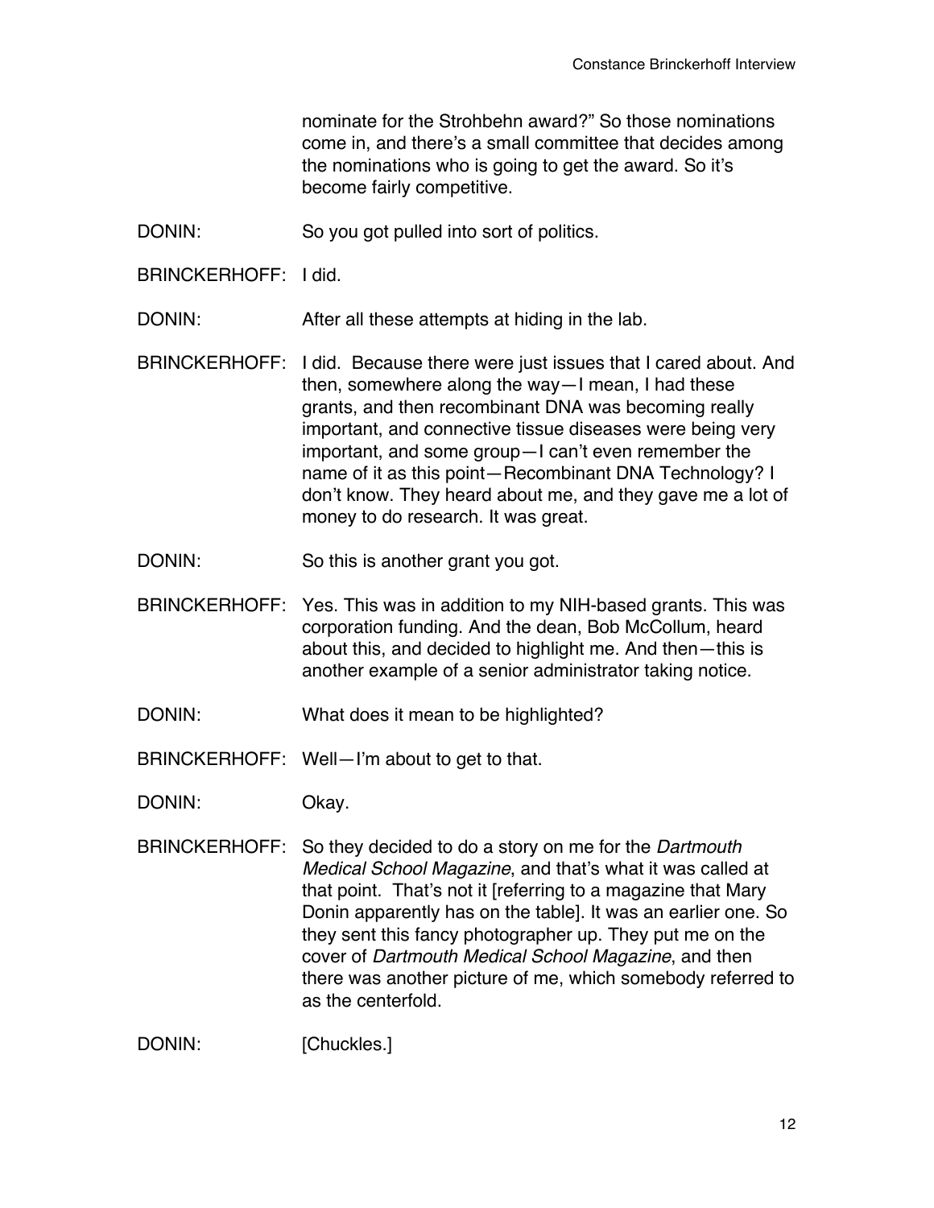nominate for the Strohbehn award?" So those nominations come in, and there's a small committee that decides among the nominations who is going to get the award. So it's become fairly competitive.

DONIN: So you got pulled into sort of politics.

BRINCKERHOFF: I did.

DONIN: After all these attempts at hiding in the lab.

BRINCKERHOFF: I did. Because there were just issues that I cared about. And then, somewhere along the way—I mean, I had these grants, and then recombinant DNA was becoming really important, and connective tissue diseases were being very important, and some group—I can't even remember the name of it as this point—Recombinant DNA Technology? I don't know. They heard about me, and they gave me a lot of money to do research. It was great.

DONIN: So this is another grant you got.

BRINCKERHOFF: Yes. This was in addition to my NIH-based grants. This was corporation funding. And the dean, Bob McCollum, heard about this, and decided to highlight me. And then—this is another example of a senior administrator taking notice.

DONIN: What does it mean to be highlighted?

BRINCKERHOFF: Well—I'm about to get to that.

DONIN: Okay.

BRINCKERHOFF: So they decided to do a story on me for the *Dartmouth Medical School Magazine*, and that's what it was called at that point. That's not it [referring to a magazine that Mary Donin apparently has on the table]. It was an earlier one. So they sent this fancy photographer up. They put me on the cover of *Dartmouth Medical School Magazine*, and then there was another picture of me, which somebody referred to as the centerfold.

DONIN: [Chuckles.]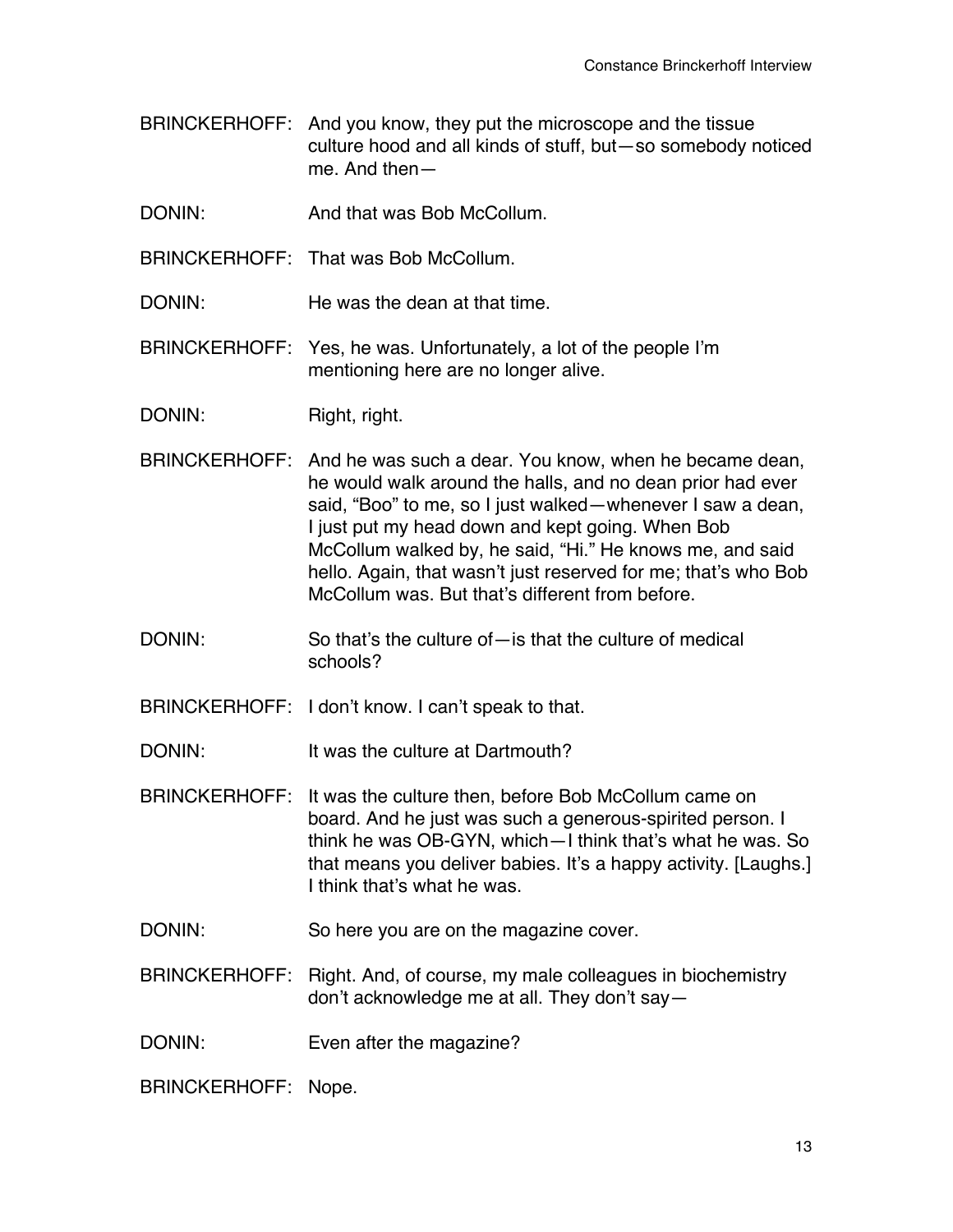BRINCKERHOFF: And you know, they put the microscope and the tissue culture hood and all kinds of stuff, but—so somebody noticed me. And then—

DONIN: And that was Bob McCollum.

BRINCKERHOFF: That was Bob McCollum.

DONIN: He was the dean at that time.

BRINCKERHOFF: Yes, he was. Unfortunately, a lot of the people I'm mentioning here are no longer alive.

DONIN: Right, right.

BRINCKERHOFF: And he was such a dear. You know, when he became dean, he would walk around the halls, and no dean prior had ever said, "Boo" to me, so I just walked—whenever I saw a dean, I just put my head down and kept going. When Bob McCollum walked by, he said, "Hi." He knows me, and said hello. Again, that wasn't just reserved for me; that's who Bob McCollum was. But that's different from before.

DONIN: So that's the culture of—is that the culture of medical schools?

BRINCKERHOFF: I don't know. I can't speak to that.

DONIN: It was the culture at Dartmouth?

BRINCKERHOFF: It was the culture then, before Bob McCollum came on board. And he just was such a generous-spirited person. I think he was OB-GYN, which—I think that's what he was. So that means you deliver babies. It's a happy activity. [Laughs.] I think that's what he was.

DONIN: So here you are on the magazine cover.

BRINCKERHOFF: Right. And, of course, my male colleagues in biochemistry don't acknowledge me at all. They don't say—

DONIN: Even after the magazine?

BRINCKERHOFF: Nope.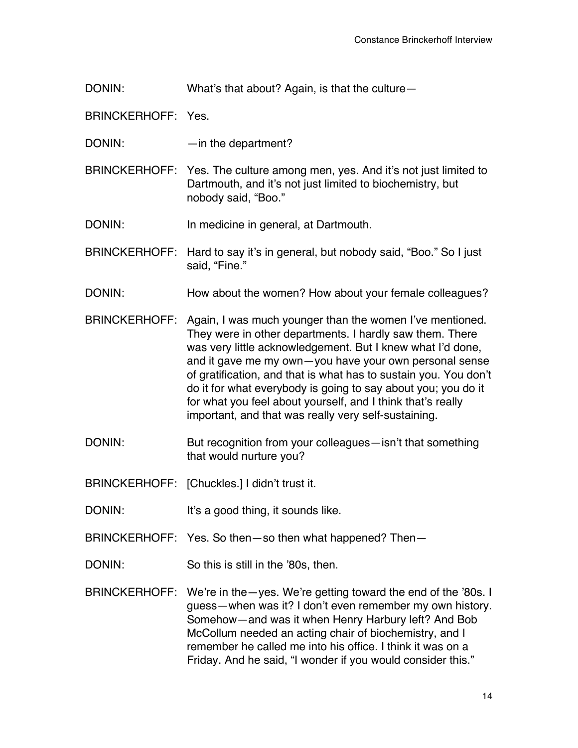DONIN: What's that about? Again, is that the culture—

BRINCKERHOFF: Yes.

DONIN: —in the department?

BRINCKERHOFF: Yes. The culture among men, yes. And it's not just limited to Dartmouth, and it's not just limited to biochemistry, but nobody said, "Boo."

DONIN: In medicine in general, at Dartmouth.

BRINCKERHOFF: Hard to say it's in general, but nobody said, "Boo." So I just said, "Fine."

DONIN: How about the women? How about your female colleagues?

BRINCKERHOFF: Again, I was much younger than the women I've mentioned. They were in other departments. I hardly saw them. There was very little acknowledgement. But I knew what I'd done, and it gave me my own—you have your own personal sense of gratification, and that is what has to sustain you. You don't do it for what everybody is going to say about you; you do it for what you feel about yourself, and I think that's really important, and that was really very self-sustaining.

DONIN: But recognition from your colleagues—isn't that something that would nurture you?

BRINCKERHOFF: [Chuckles.] I didn't trust it.

DONIN: It's a good thing, it sounds like.

BRINCKERHOFF: Yes. So then—so then what happened? Then—

DONIN: So this is still in the '80s, then.

BRINCKERHOFF: We're in the—yes. We're getting toward the end of the '80s. I guess—when was it? I don't even remember my own history. Somehow—and was it when Henry Harbury left? And Bob McCollum needed an acting chair of biochemistry, and I remember he called me into his office. I think it was on a Friday. And he said, "I wonder if you would consider this."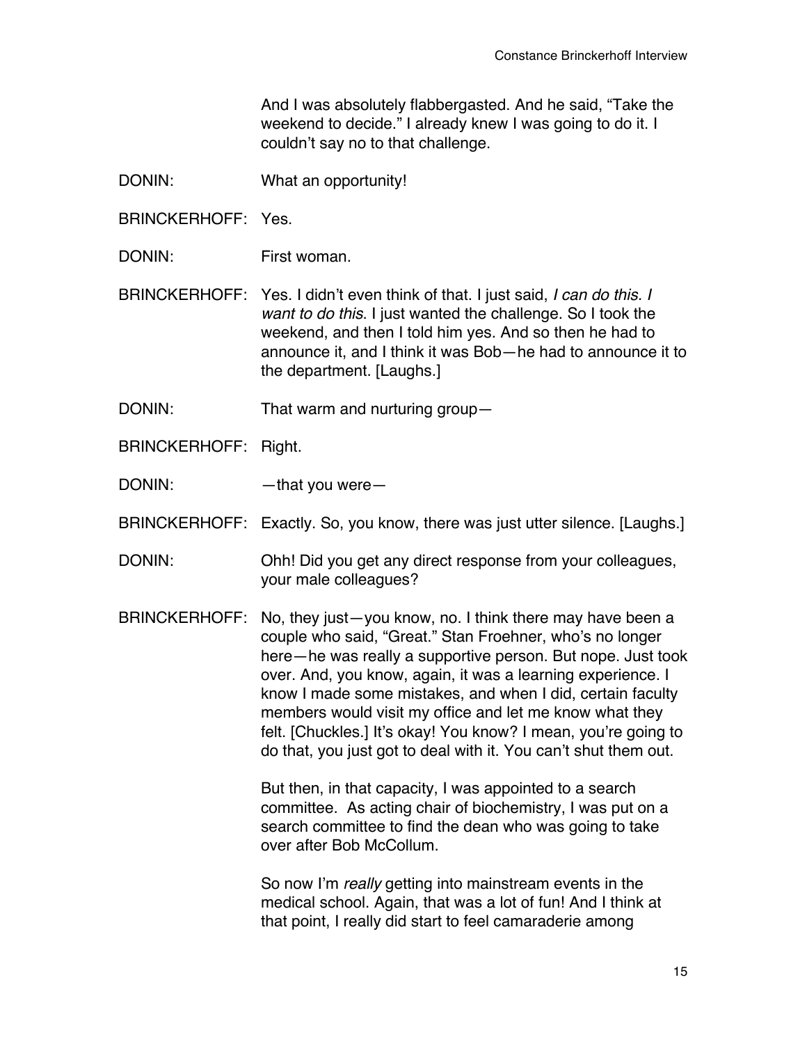And I was absolutely flabbergasted. And he said, "Take the weekend to decide." I already knew I was going to do it. I couldn't say no to that challenge.

DONIN: What an opportunity!

BRINCKERHOFF: Yes.

DONIN: First woman.

BRINCKERHOFF: Yes. I didn't even think of that. I just said, *I can do this. I want to do this*. I just wanted the challenge. So I took the weekend, and then I told him yes. And so then he had to announce it, and I think it was Bob—he had to announce it to the department. [Laughs.]

DONIN: That warm and nurturing group—

BRINCKERHOFF: Right.

DONIN: —that you were—

BRINCKERHOFF: Exactly. So, you know, there was just utter silence. [Laughs.]

DONIN: Ohh! Did you get any direct response from your colleagues, your male colleagues?

BRINCKERHOFF: No, they just—you know, no. I think there may have been a couple who said, "Great." Stan Froehner, who's no longer here—he was really a supportive person. But nope. Just took over. And, you know, again, it was a learning experience. I know I made some mistakes, and when I did, certain faculty members would visit my office and let me know what they felt. [Chuckles.] It's okay! You know? I mean, you're going to do that, you just got to deal with it. You can't shut them out.

But then, in that capacity, I was appointed to a search committee. As acting chair of biochemistry, I was put on a search committee to find the dean who was going to take over after Bob McCollum.

So now I'm *really* getting into mainstream events in the medical school. Again, that was a lot of fun! And I think at that point, I really did start to feel camaraderie among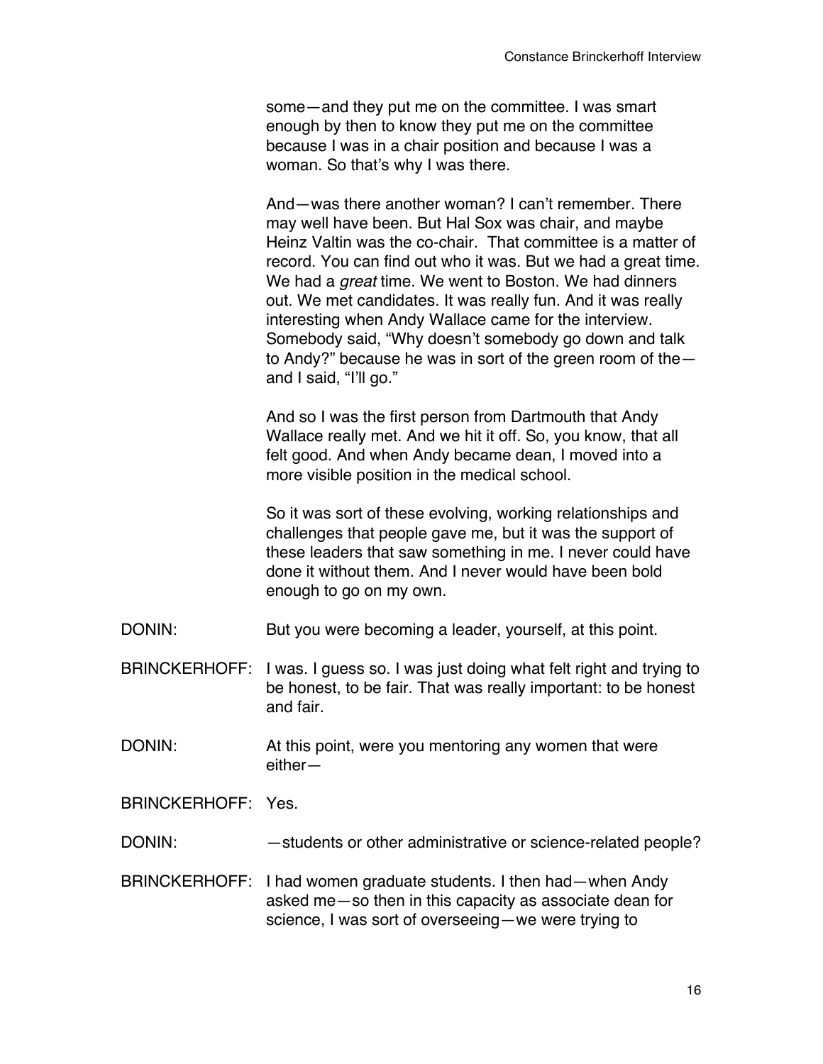some—and they put me on the committee. I was smart enough by then to know they put me on the committee because I was in a chair position and because I was a woman. So that's why I was there.

And—was there another woman? I can't remember. There may well have been. But Hal Sox was chair, and maybe Heinz Valtin was the co-chair. That committee is a matter of record. You can find out who it was. But we had a great time. We had a *great* time. We went to Boston. We had dinners out. We met candidates. It was really fun. And it was really interesting when Andy Wallace came for the interview. Somebody said, "Why doesn't somebody go down and talk to Andy?" because he was in sort of the green room of the—and I said, "I'll go."

And so I was the first person from Dartmouth that Andy Wallace really met. And we hit it off. So, you know, that all felt good. And when Andy became dean, I moved into a more visible position in the medical school.

So it was sort of these evolving, working relationships and challenges that people gave me, but it was the support of these leaders that saw something in me. I never could have done it without them. And I never would have been bold enough to go on my own.

DONIN: But you were becoming a leader, yourself, at this point.

BRINCKERHOFF: I was. I guess so. I was just doing what felt right and trying to be honest, to be fair. That was really important: to be honest and fair.

DONIN: At this point, were you mentoring any women that were either—

BRINCKERHOFF: Yes.

DONIN: —students or other administrative or science-related people?

BRINCKERHOFF: I had women graduate students. I then had—when Andy asked me—so then in this capacity as associate dean for science, I was sort of overseeing—we were trying to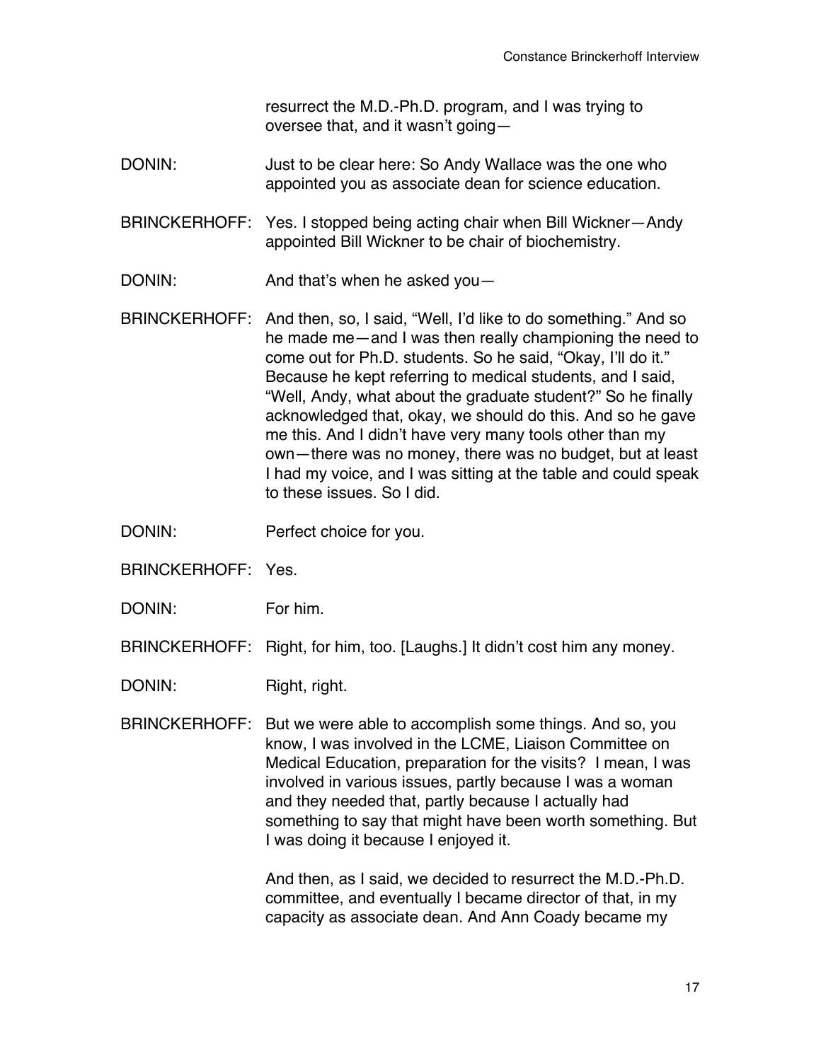resurrect the M.D.-Ph.D. program, and I was trying to oversee that, and it wasn't going—

DONIN: Just to be clear here: So Andy Wallace was the one who appointed you as associate dean for science education.

BRINCKERHOFF: Yes. I stopped being acting chair when Bill Wickner—Andy appointed Bill Wickner to be chair of biochemistry.

DONIN: And that's when he asked you—

BRINCKERHOFF: And then, so, I said, "Well, I'd like to do something." And so he made me—and I was then really championing the need to come out for Ph.D. students. So he said, "Okay, I'll do it." Because he kept referring to medical students, and I said, "Well, Andy, what about the graduate student?" So he finally acknowledged that, okay, we should do this. And so he gave me this. And I didn't have very many tools other than my own—there was no money, there was no budget, but at least I had my voice, and I was sitting at the table and could speak to these issues. So I did.

DONIN: Perfect choice for you.

BRINCKERHOFF: Yes.

DONIN: For him.

BRINCKERHOFF: Right, for him, too. [Laughs.] It didn't cost him any money.

DONIN: Right, right.

BRINCKERHOFF: But we were able to accomplish some things. And so, you know, I was involved in the LCME, Liaison Committee on Medical Education, preparation for the visits? I mean, I was involved in various issues, partly because I was a woman and they needed that, partly because I actually had something to say that might have been worth something. But I was doing it because I enjoyed it.

And then, as I said, we decided to resurrect the M.D.-Ph.D. committee, and eventually I became director of that, in my capacity as associate dean. And Ann Coady became my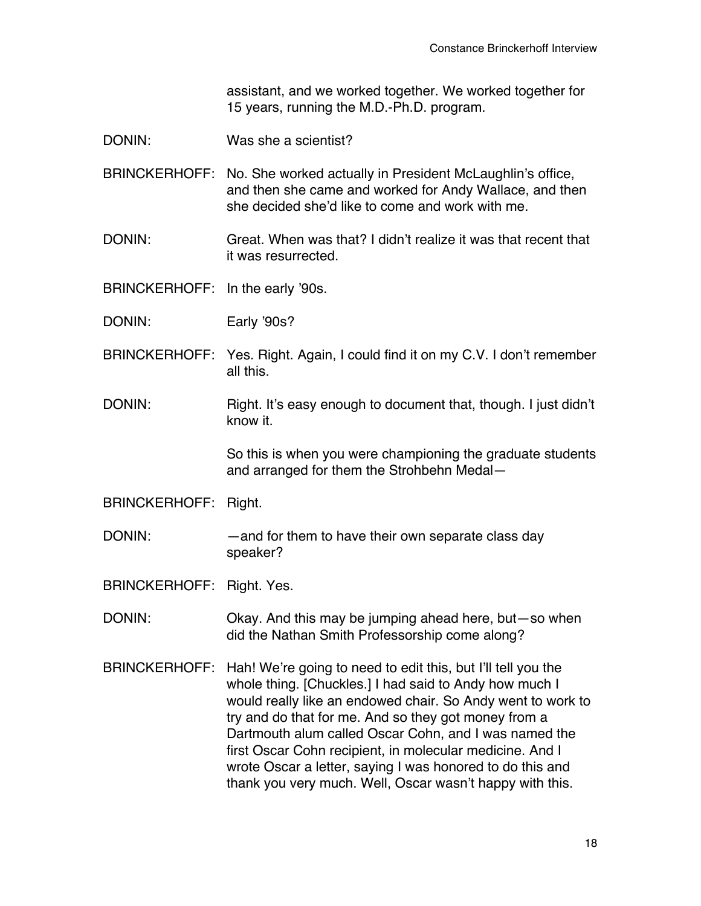assistant, and we worked together. We worked together for 15 years, running the M.D.-Ph.D. program.

DONIN: Was she a scientist?

BRINCKERHOFF: No. She worked actually in President McLaughlin's office, and then she came and worked for Andy Wallace, and then she decided she'd like to come and work with me.

DONIN: Great. When was that? I didn't realize it was that recent that it was resurrected.

BRINCKERHOFF: In the early '90s.

DONIN: Early '90s?

BRINCKERHOFF: Yes. Right. Again, I could find it on my C.V. I don't remember all this.

DONIN: Right. It's easy enough to document that, though. I just didn't know it.

So this is when you were championing the graduate students and arranged for them the Strohbehn Medal—

BRINCKERHOFF: Right.

DONIN: —and for them to have their own separate class day speaker?

BRINCKERHOFF: Right. Yes.

DONIN: Okay. And this may be jumping ahead here, but—so when did the Nathan Smith Professorship come along?

BRINCKERHOFF: Hah! We're going to need to edit this, but I'll tell you the whole thing. [Chuckles.] I had said to Andy how much I would really like an endowed chair. So Andy went to work to try and do that for me. And so they got money from a Dartmouth alum called Oscar Cohn, and I was named the first Oscar Cohn recipient, in molecular medicine. And I wrote Oscar a letter, saying I was honored to do this and thank you very much. Well, Oscar wasn't happy with this.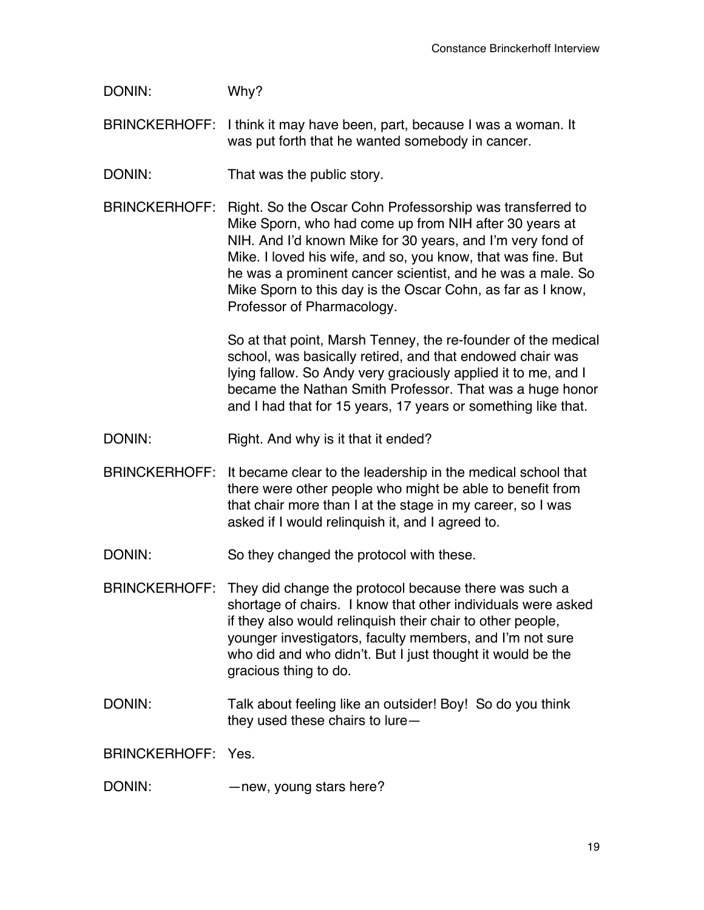DONIN: Why?

BRINCKERHOFF: I think it may have been, part, because I was a woman. It was put forth that he wanted somebody in cancer.

DONIN: That was the public story.

BRINCKERHOFF: Right. So the Oscar Cohn Professorship was transferred to Mike Sporn, who had come up from NIH after 30 years at NIH. And I'd known Mike for 30 years, and I'm very fond of Mike. I loved his wife, and so, you know, that was fine. But he was a prominent cancer scientist, and he was a male. So Mike Sporn to this day is the Oscar Cohn, as far as I know, Professor of Pharmacology.

So at that point, Marsh Tenney, the re-founder of the medical school, was basically retired, and that endowed chair was lying fallow. So Andy very graciously applied it to me, and I became the Nathan Smith Professor. That was a huge honor and I had that for 15 years, 17 years or something like that.

DONIN: Right. And why is it that it ended?

BRINCKERHOFF: It became clear to the leadership in the medical school that there were other people who might be able to benefit from that chair more than I at the stage in my career, so I was asked if I would relinquish it, and I agreed to.

DONIN: So they changed the protocol with these.

BRINCKERHOFF: They did change the protocol because there was such a shortage of chairs. I know that other individuals were asked if they also would relinquish their chair to other people, younger investigators, faculty members, and I'm not sure who did and who didn't. But I just thought it would be the gracious thing to do.

DONIN: Talk about feeling like an outsider! Boy! So do you think they used these chairs to lure—

BRINCKERHOFF: Yes.

DONIN: —new, young stars here?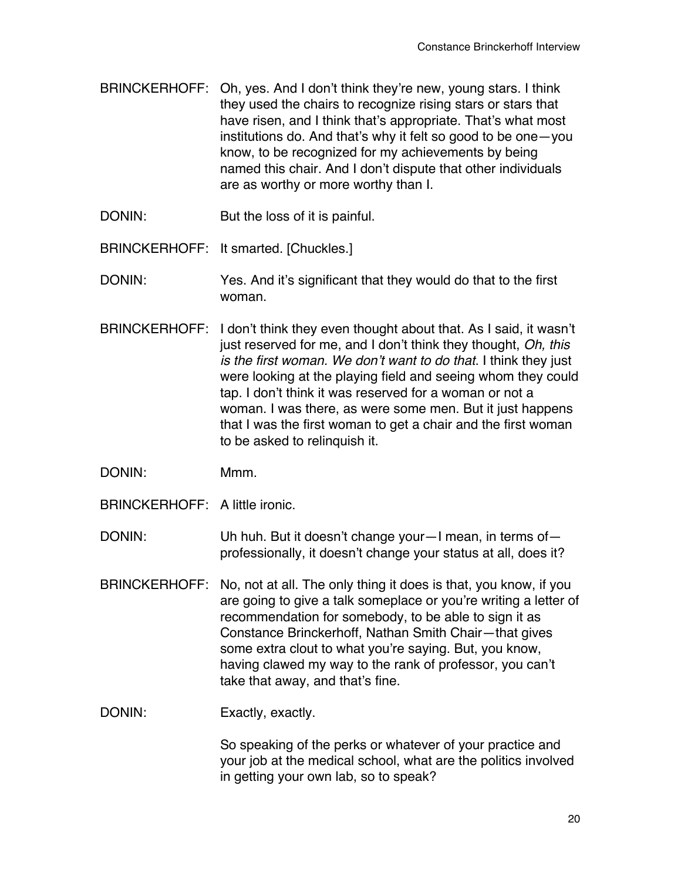BRINCKERHOFF: Oh, yes. And I don't think they're new, young stars. I think they used the chairs to recognize rising stars or stars that have risen, and I think that's appropriate. That's what most institutions do. And that's why it felt so good to be one—you know, to be recognized for my achievements by being named this chair. And I don't dispute that other individuals are as worthy or more worthy than I.

DONIN: But the loss of it is painful.

BRINCKERHOFF: It smarted. [Chuckles.]

DONIN: Yes. And it's significant that they would do that to the first woman.

BRINCKERHOFF: I don't think they even thought about that. As I said, it wasn't just reserved for me, and I don't think they thought, *Oh, this is the first woman. We don't want to do that*. I think they just were looking at the playing field and seeing whom they could tap. I don't think it was reserved for a woman or not a woman. I was there, as were some men. But it just happens that I was the first woman to get a chair and the first woman to be asked to relinquish it.

DONIN: Mmm.

BRINCKERHOFF: A little ironic.

DONIN: Uh huh. But it doesn't change your—I mean, in terms of—professionally, it doesn't change your status at all, does it?

BRINCKERHOFF: No, not at all. The only thing it does is that, you know, if you are going to give a talk someplace or you're writing a letter of recommendation for somebody, to be able to sign it as Constance Brinckerhoff, Nathan Smith Chair—that gives some extra clout to what you're saying. But, you know, having clawed my way to the rank of professor, you can't take that away, and that's fine.

DONIN: Exactly, exactly.

So speaking of the perks or whatever of your practice and your job at the medical school, what are the politics involved in getting your own lab, so to speak?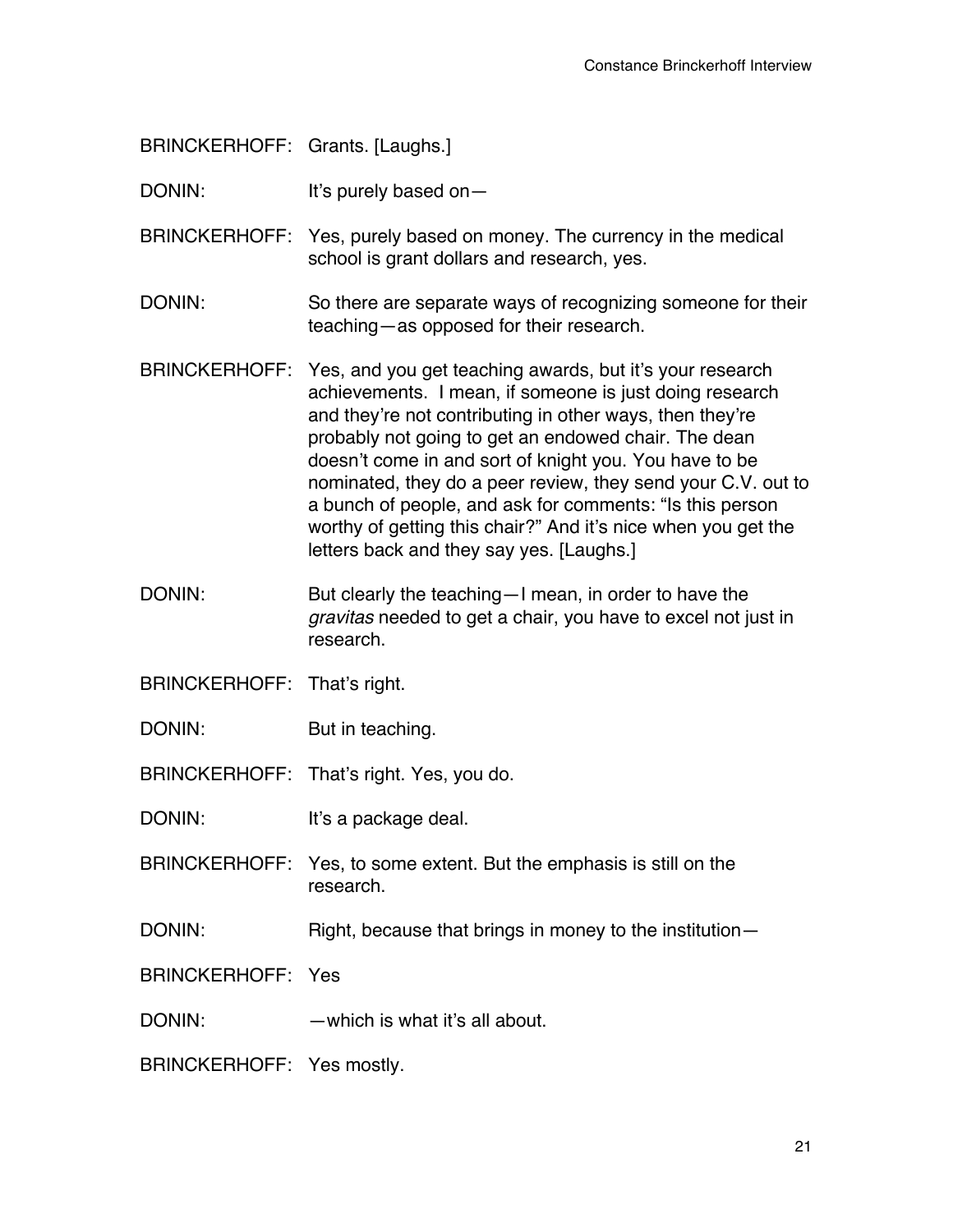BRINCKERHOFF: Grants. [Laughs.]

DONIN: It's purely based on—

BRINCKERHOFF: Yes, purely based on money. The currency in the medical school is grant dollars and research, yes.

DONIN: So there are separate ways of recognizing someone for their teaching—as opposed for their research.

BRINCKERHOFF: Yes, and you get teaching awards, but it's your research achievements. I mean, if someone is just doing research and they're not contributing in other ways, then they're probably not going to get an endowed chair. The dean doesn't come in and sort of knight you. You have to be nominated, they do a peer review, they send your C.V. out to a bunch of people, and ask for comments: "Is this person worthy of getting this chair?" And it's nice when you get the letters back and they say yes. [Laughs.]

DONIN: But clearly the teaching—I mean, in order to have the *gravitas* needed to get a chair, you have to excel not just in research.

BRINCKERHOFF: That's right.

DONIN: But in teaching.

BRINCKERHOFF: That's right. Yes, you do.

DONIN: It's a package deal.

BRINCKERHOFF: Yes, to some extent. But the emphasis is still on the research.

DONIN: Right, because that brings in money to the institution—

BRINCKERHOFF: Yes

DONIN: —which is what it's all about.

BRINCKERHOFF: Yes mostly.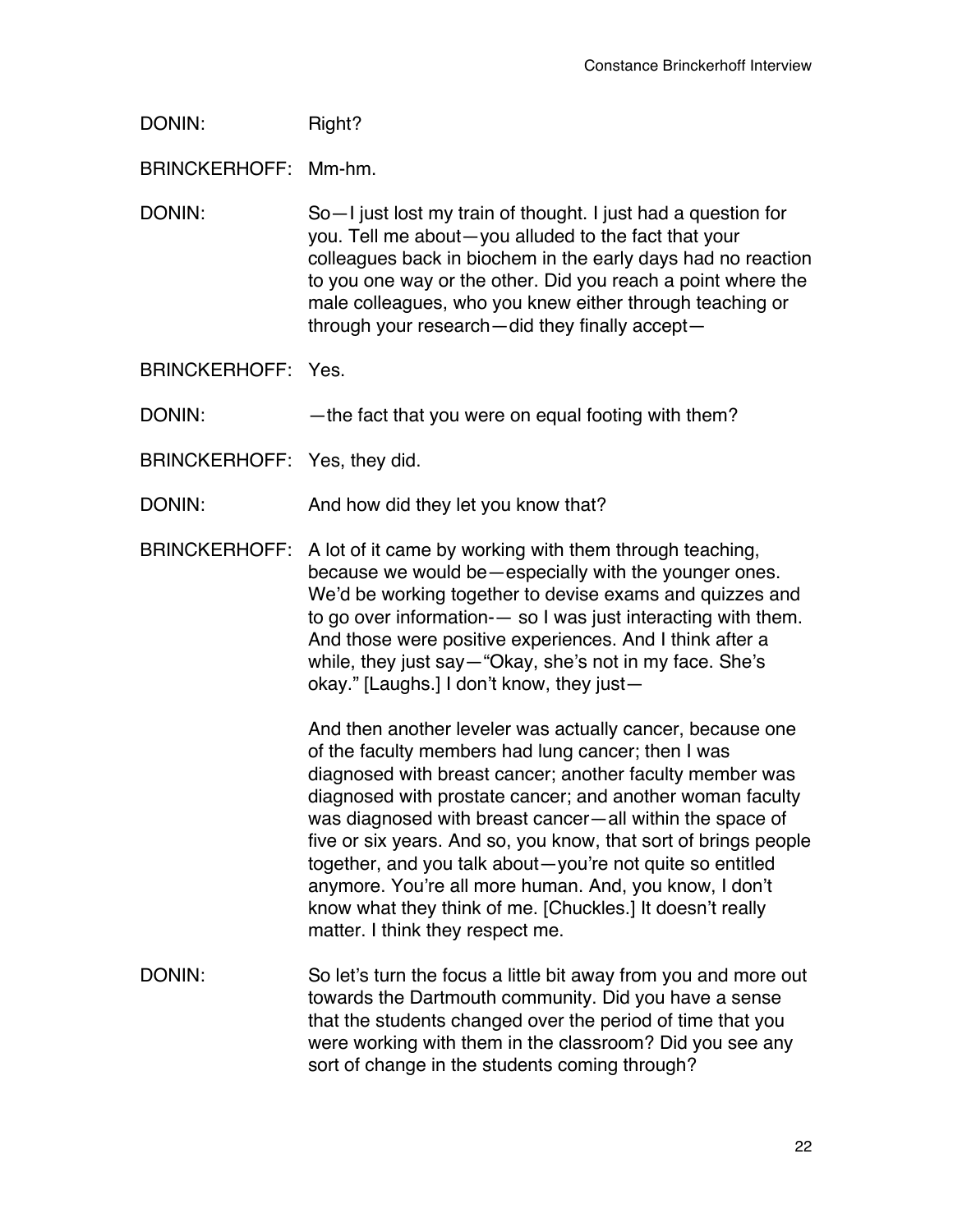DONIN: Right?

BRINCKERHOFF: Mm-hm.

DONIN: So—I just lost my train of thought. I just had a question for you. Tell me about—you alluded to the fact that your colleagues back in biochem in the early days had no reaction to you one way or the other. Did you reach a point where the male colleagues, who you knew either through teaching or through your research—did they finally accept—

BRINCKERHOFF: Yes.

DONIN: —the fact that you were on equal footing with them?

BRINCKERHOFF: Yes, they did.

DONIN: And how did they let you know that?

BRINCKERHOFF: A lot of it came by working with them through teaching, because we would be—especially with the younger ones. We'd be working together to devise exams and quizzes and to go over information-— so I was just interacting with them. And those were positive experiences. And I think after a while, they just say—"Okay, she's not in my face. She's okay." [Laughs.] I don't know, they just—

And then another leveler was actually cancer, because one of the faculty members had lung cancer; then I was diagnosed with breast cancer; another faculty member was diagnosed with prostate cancer; and another woman faculty was diagnosed with breast cancer—all within the space of five or six years. And so, you know, that sort of brings people together, and you talk about—you're not quite so entitled anymore. You're all more human. And, you know, I don't know what they think of me. [Chuckles.] It doesn't really matter. I think they respect me.

DONIN: So let's turn the focus a little bit away from you and more out towards the Dartmouth community. Did you have a sense that the students changed over the period of time that you were working with them in the classroom? Did you see any sort of change in the students coming through?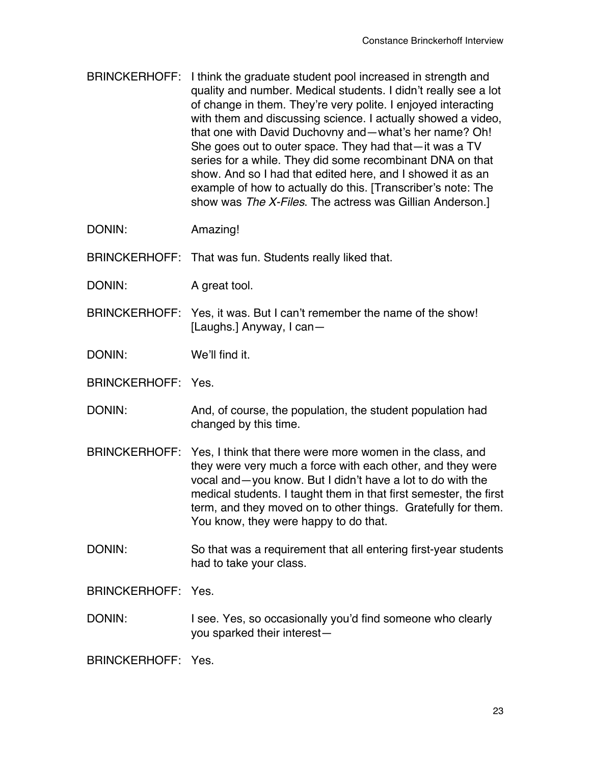BRINCKERHOFF: I think the graduate student pool increased in strength and quality and number. Medical students. I didn't really see a lot of change in them. They're very polite. I enjoyed interacting with them and discussing science. I actually showed a video, that one with David Duchovny and—what's her name? Oh! She goes out to outer space. They had that—it was a TV series for a while. They did some recombinant DNA on that show. And so I had that edited here, and I showed it as an example of how to actually do this. [Transcriber's note: The show was *The X-Files*. The actress was Gillian Anderson.]

DONIN: Amazing!

BRINCKERHOFF: That was fun. Students really liked that.

DONIN: A great tool.

BRINCKERHOFF: Yes, it was. But I can't remember the name of the show! [Laughs.] Anyway, I can—

DONIN: We'll find it.

BRINCKERHOFF: Yes.

DONIN: And, of course, the population, the student population had changed by this time.

BRINCKERHOFF: Yes, I think that there were more women in the class, and they were very much a force with each other, and they were vocal and—you know. But I didn't have a lot to do with the medical students. I taught them in that first semester, the first term, and they moved on to other things. Gratefully for them. You know, they were happy to do that.

DONIN: So that was a requirement that all entering first-year students had to take your class.

BRINCKERHOFF: Yes.

DONIN: I see. Yes, so occasionally you'd find someone who clearly you sparked their interest—

BRINCKERHOFF: Yes.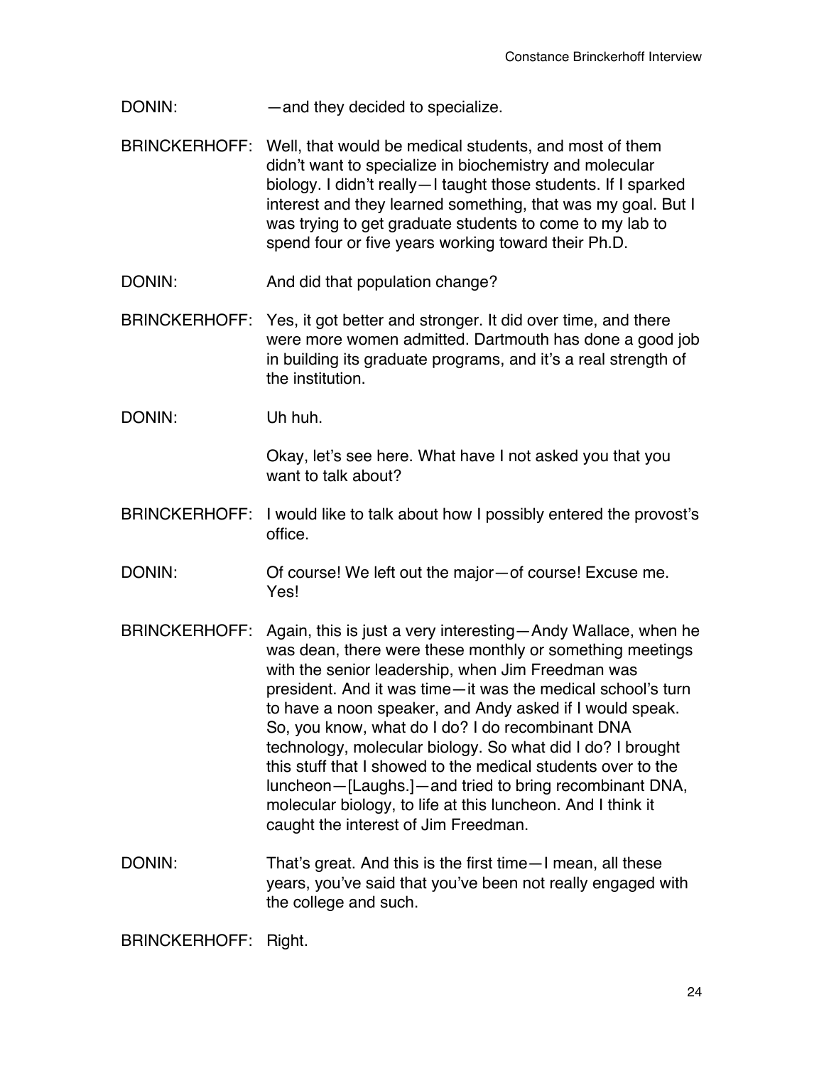DONIN: —and they decided to specialize.

BRINCKERHOFF: Well, that would be medical students, and most of them didn't want to specialize in biochemistry and molecular biology. I didn't really—I taught those students. If I sparked interest and they learned something, that was my goal. But I was trying to get graduate students to come to my lab to spend four or five years working toward their Ph.D.

DONIN: And did that population change?

BRINCKERHOFF: Yes, it got better and stronger. It did over time, and there were more women admitted. Dartmouth has done a good job in building its graduate programs, and it's a real strength of the institution.

DONIN: Uh huh.

Okay, let's see here. What have I not asked you that you want to talk about?

BRINCKERHOFF: I would like to talk about how I possibly entered the provost's office.

DONIN: Of course! We left out the major—of course! Excuse me. Yes!

BRINCKERHOFF: Again, this is just a very interesting—Andy Wallace, when he was dean, there were these monthly or something meetings with the senior leadership, when Jim Freedman was president. And it was time—it was the medical school's turn to have a noon speaker, and Andy asked if I would speak. So, you know, what do I do? I do recombinant DNA technology, molecular biology. So what did I do? I brought this stuff that I showed to the medical students over to the luncheon—[Laughs.]—and tried to bring recombinant DNA, molecular biology, to life at this luncheon. And I think it caught the interest of Jim Freedman.

DONIN: That's great. And this is the first time—I mean, all these years, you've said that you've been not really engaged with the college and such.

BRINCKERHOFF: Right.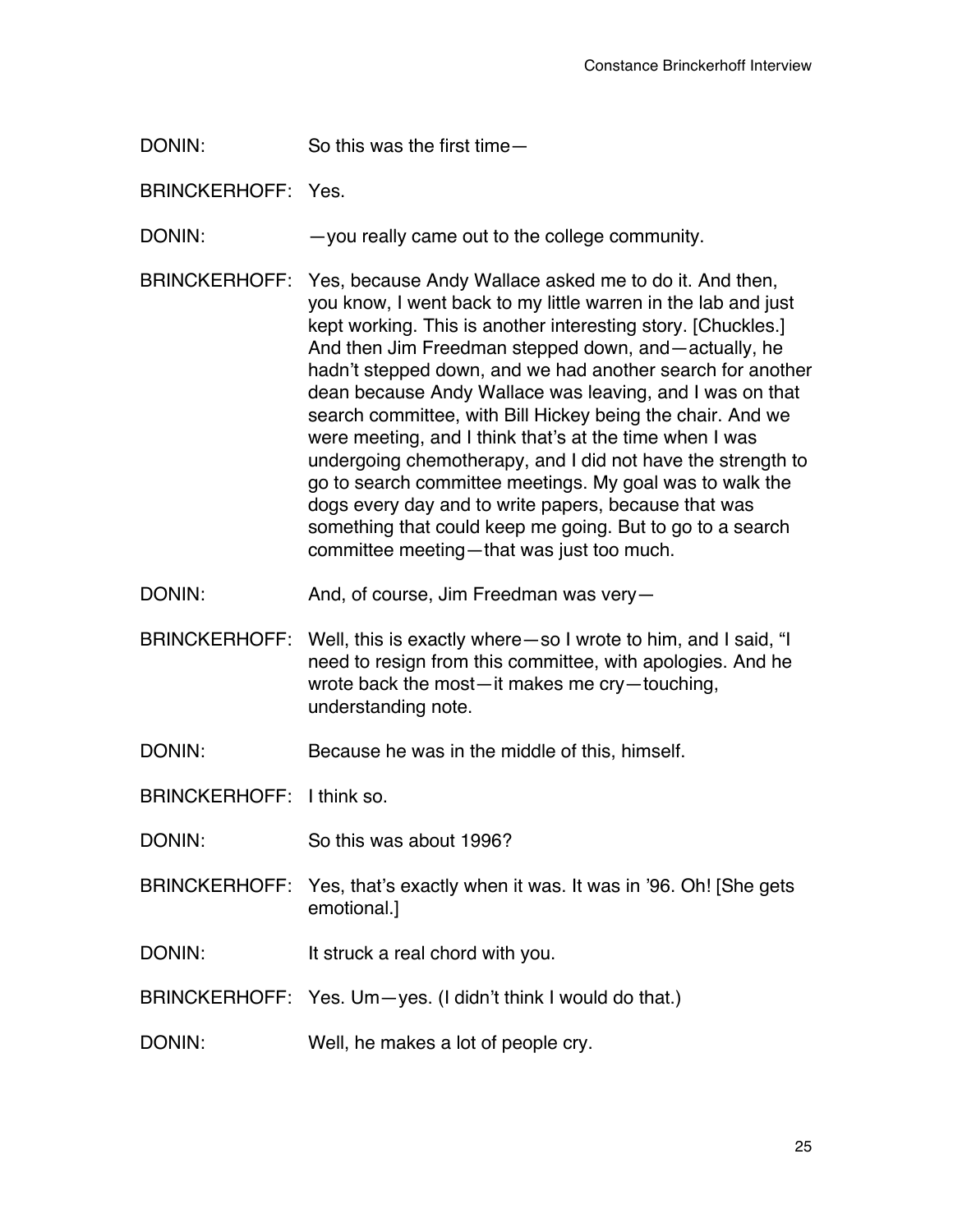DONIN: So this was the first time—

BRINCKERHOFF: Yes.

DONIN: —you really came out to the college community.

BRINCKERHOFF: Yes, because Andy Wallace asked me to do it. And then, you know, I went back to my little warren in the lab and just kept working. This is another interesting story. [Chuckles.] And then Jim Freedman stepped down, and—actually, he hadn't stepped down, and we had another search for another dean because Andy Wallace was leaving, and I was on that search committee, with Bill Hickey being the chair. And we were meeting, and I think that's at the time when I was undergoing chemotherapy, and I did not have the strength to go to search committee meetings. My goal was to walk the dogs every day and to write papers, because that was something that could keep me going. But to go to a search committee meeting—that was just too much.

DONIN: And, of course, Jim Freedman was very—

BRINCKERHOFF: Well, this is exactly where—so I wrote to him, and I said, "I need to resign from this committee, with apologies. And he wrote back the most—it makes me cry—touching, understanding note.

DONIN: Because he was in the middle of this, himself.

BRINCKERHOFF: I think so.

DONIN: So this was about 1996?

BRINCKERHOFF: Yes, that's exactly when it was. It was in '96. Oh! [She gets emotional.]

DONIN: It struck a real chord with you.

BRINCKERHOFF: Yes. Um—yes. (I didn't think I would do that.)

DONIN: Well, he makes a lot of people cry.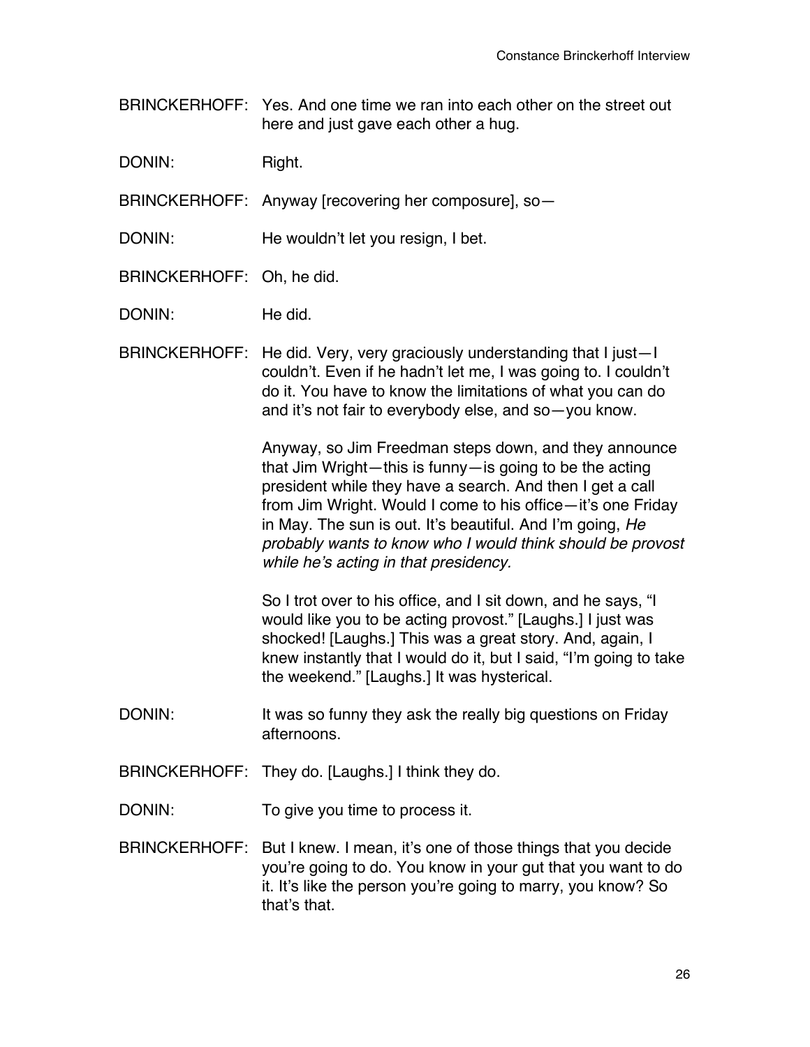BRINCKERHOFF: Yes. And one time we ran into each other on the street out here and just gave each other a hug.

DONIN: Right.

BRINCKERHOFF: Anyway [recovering her composure], so—

DONIN: He wouldn't let you resign, I bet.

BRINCKERHOFF: Oh, he did.

DONIN: He did.

BRINCKERHOFF: He did. Very, very graciously understanding that I just—I couldn't. Even if he hadn't let me, I was going to. I couldn't do it. You have to know the limitations of what you can do and it's not fair to everybody else, and so—you know.

Anyway, so Jim Freedman steps down, and they announce that Jim Wright—this is funny—is going to be the acting president while they have a search. And then I get a call from Jim Wright. Would I come to his office—it's one Friday in May. The sun is out. It's beautiful. And I'm going, *He probably wants to know who I would think should be provost while he's acting in that presidency.*

So I trot over to his office, and I sit down, and he says, "I would like you to be acting provost." [Laughs.] I just was shocked! [Laughs.] This was a great story. And, again, I knew instantly that I would do it, but I said, "I'm going to take the weekend." [Laughs.] It was hysterical.

DONIN: It was so funny they ask the really big questions on Friday afternoons.

BRINCKERHOFF: They do. [Laughs.] I think they do.

DONIN: To give you time to process it.

BRINCKERHOFF: But I knew. I mean, it's one of those things that you decide you're going to do. You know in your gut that you want to do it. It's like the person you're going to marry, you know? So that's that.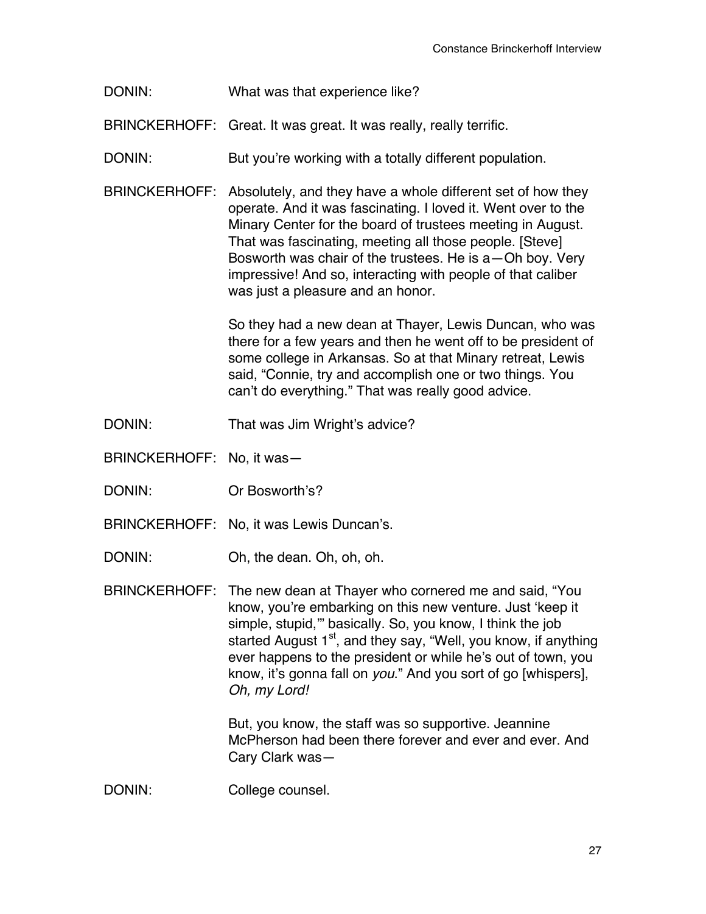DONIN: What was that experience like?

BRINCKERHOFF: Great. It was great. It was really, really terrific.

DONIN: But you're working with a totally different population.

BRINCKERHOFF: Absolutely, and they have a whole different set of how they operate. And it was fascinating. I loved it. Went over to the Minary Center for the board of trustees meeting in August. That was fascinating, meeting all those people. [Steve] Bosworth was chair of the trustees. He is a—Oh boy. Very impressive! And so, interacting with people of that caliber was just a pleasure and an honor.

So they had a new dean at Thayer, Lewis Duncan, who was there for a few years and then he went off to be president of some college in Arkansas. So at that Minary retreat, Lewis said, "Connie, try and accomplish one or two things. You can't do everything." That was really good advice.

DONIN: That was Jim Wright's advice?

BRINCKERHOFF: No, it was—

DONIN: Or Bosworth's?

BRINCKERHOFF: No, it was Lewis Duncan's.

DONIN: Oh, the dean. Oh, oh, oh.

BRINCKERHOFF: The new dean at Thayer who cornered me and said, "You know, you're embarking on this new venture. Just 'keep it simple, stupid,'" basically. So, you know, I think the job started August 1st, and they say, "Well, you know, if anything ever happens to the president or while he's out of town, you know, it's gonna fall on *you*." And you sort of go [whispers], *Oh, my Lord!*

But, you know, the staff was so supportive. Jeannine McPherson had been there forever and ever and ever. And Cary Clark was—

DONIN: College counsel.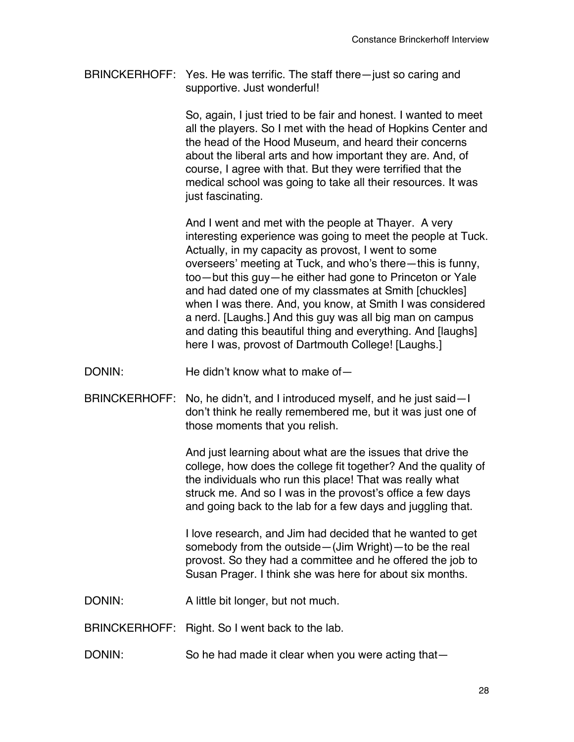BRINCKERHOFF: Yes. He was terrific. The staff there—just so caring and supportive. Just wonderful!

So, again, I just tried to be fair and honest. I wanted to meet all the players. So I met with the head of Hopkins Center and the head of the Hood Museum, and heard their concerns about the liberal arts and how important they are. And, of course, I agree with that. But they were terrified that the medical school was going to take all their resources. It was just fascinating.

And I went and met with the people at Thayer. A very interesting experience was going to meet the people at Tuck. Actually, in my capacity as provost, I went to some overseers' meeting at Tuck, and who's there—this is funny, too—but this guy—he either had gone to Princeton or Yale and had dated one of my classmates at Smith [chuckles] when I was there. And, you know, at Smith I was considered a nerd. [Laughs.] And this guy was all big man on campus and dating this beautiful thing and everything. And [laughs] here I was, provost of Dartmouth College! [Laughs.]

DONIN: He didn't know what to make of—

BRINCKERHOFF: No, he didn't, and I introduced myself, and he just said—I don't think he really remembered me, but it was just one of those moments that you relish.

And just learning about what are the issues that drive the college, how does the college fit together? And the quality of the individuals who run this place! That was really what struck me. And so I was in the provost's office a few days and going back to the lab for a few days and juggling that.

I love research, and Jim had decided that he wanted to get somebody from the outside—(Jim Wright)—to be the real provost. So they had a committee and he offered the job to Susan Prager. I think she was here for about six months.

DONIN: A little bit longer, but not much.

BRINCKERHOFF: Right. So I went back to the lab.

DONIN: So he had made it clear when you were acting that—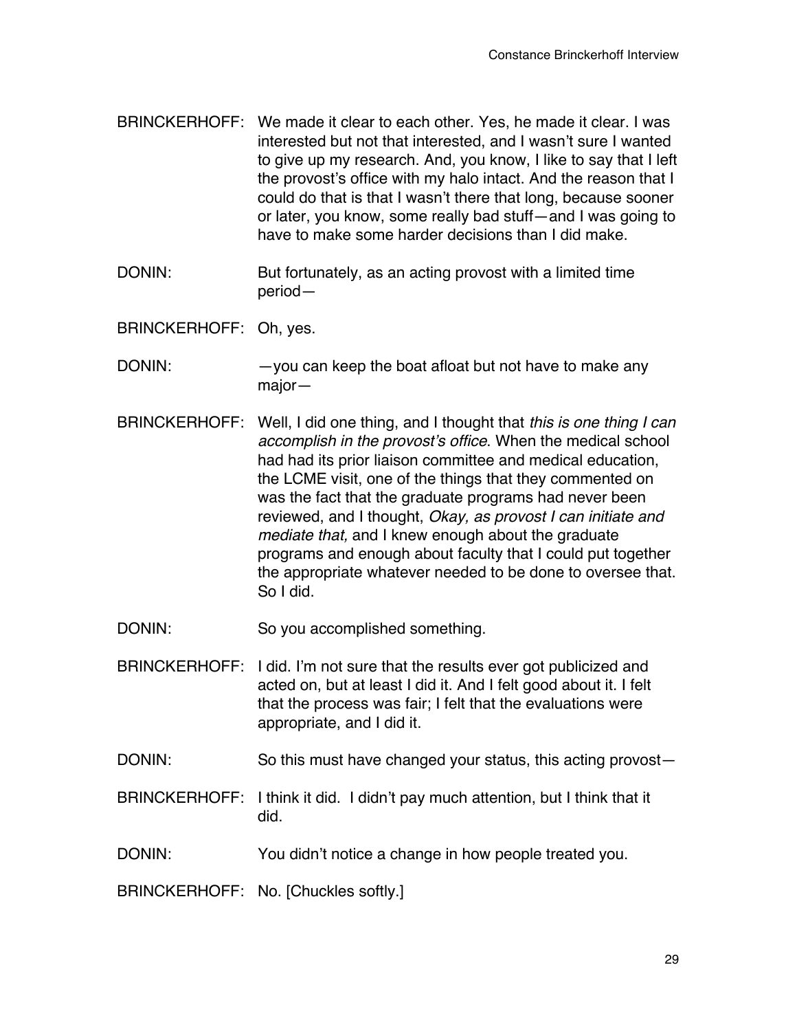BRINCKERHOFF: We made it clear to each other. Yes, he made it clear. I was interested but not that interested, and I wasn't sure I wanted to give up my research. And, you know, I like to say that I left the provost's office with my halo intact. And the reason that I could do that is that I wasn't there that long, because sooner or later, you know, some really bad stuff—and I was going to have to make some harder decisions than I did make.

DONIN: But fortunately, as an acting provost with a limited time period—

BRINCKERHOFF: Oh, yes.

DONIN: —you can keep the boat afloat but not have to make any major—

BRINCKERHOFF: Well, I did one thing, and I thought that *this is one thing I can accomplish in the provost's office*. When the medical school had had its prior liaison committee and medical education, the LCME visit, one of the things that they commented on was the fact that the graduate programs had never been reviewed, and I thought, *Okay, as provost I can initiate and mediate that,* and I knew enough about the graduate programs and enough about faculty that I could put together the appropriate whatever needed to be done to oversee that. So I did.

DONIN: So you accomplished something.

BRINCKERHOFF: I did. I'm not sure that the results ever got publicized and acted on, but at least I did it. And I felt good about it. I felt that the process was fair; I felt that the evaluations were appropriate, and I did it.

DONIN: So this must have changed your status, this acting provost—

BRINCKERHOFF: I think it did. I didn't pay much attention, but I think that it did.

DONIN: You didn't notice a change in how people treated you.

BRINCKERHOFF: No. [Chuckles softly.]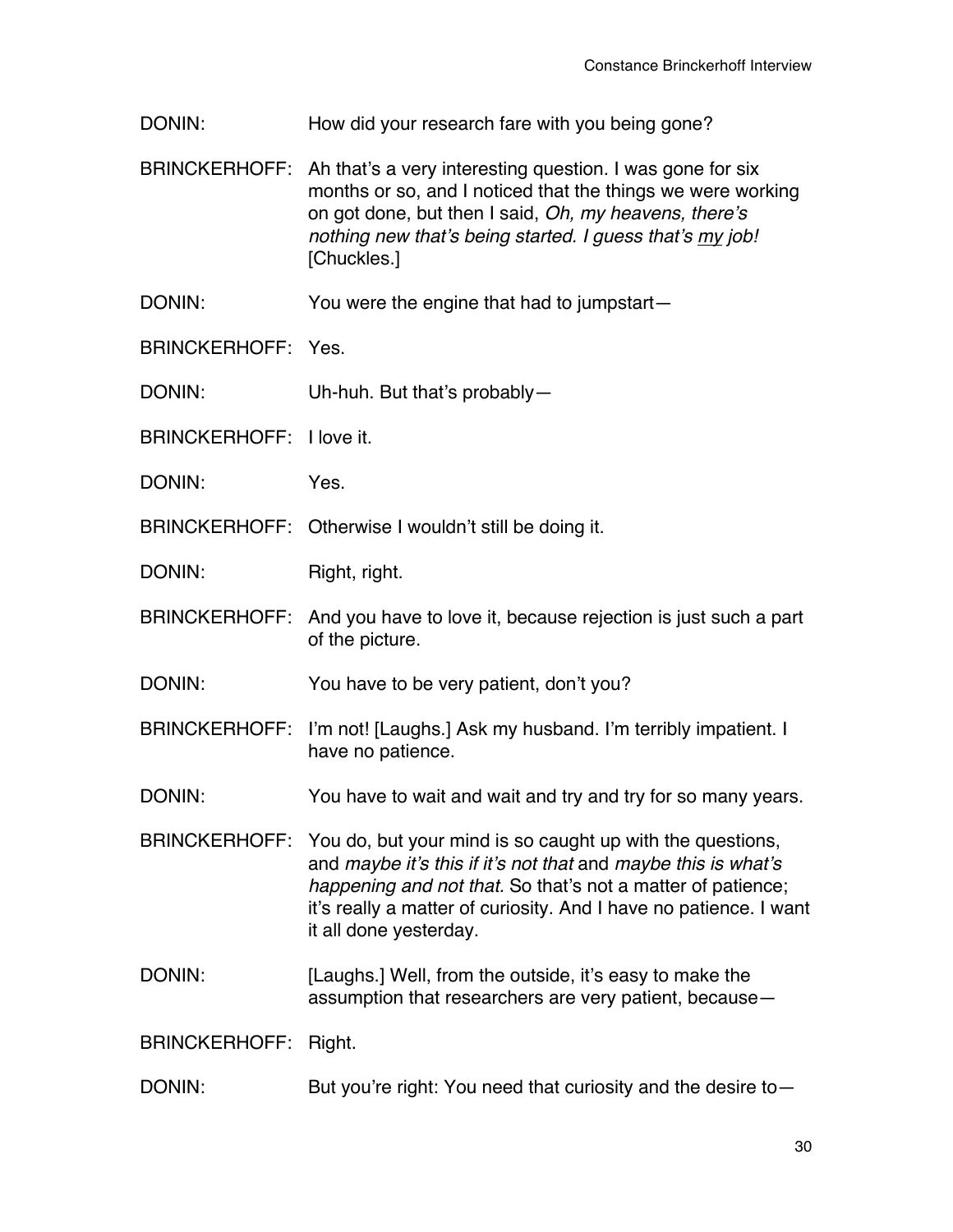DONIN: How did your research fare with you being gone?

BRINCKERHOFF: Ah that's a very interesting question. I was gone for six months or so, and I noticed that the things we were working on got done, but then I said, *Oh, my heavens, there's nothing new that's being started. I guess that's <u>my</u> job!* [Chuckles.]

DONIN: You were the engine that had to jumpstart—

BRINCKERHOFF: Yes.

DONIN: Uh-huh. But that's probably—

BRINCKERHOFF: I love it.

DONIN: Yes.

BRINCKERHOFF: Otherwise I wouldn't still be doing it.

DONIN: Right, right.

BRINCKERHOFF: And you have to love it, because rejection is just such a part of the picture.

DONIN: You have to be very patient, don't you?

BRINCKERHOFF: I'm not! [Laughs.] Ask my husband. I'm terribly impatient. I have no patience.

DONIN: You have to wait and wait and try and try for so many years.

BRINCKERHOFF: You do, but your mind is so caught up with the questions, and *maybe it's this if it's not that* and *maybe this is what's happening and not that*. So that's not a matter of patience; it's really a matter of curiosity. And I have no patience. I want it all done yesterday.

DONIN: [Laughs.] Well, from the outside, it's easy to make the assumption that researchers are very patient, because—

BRINCKERHOFF: Right.

DONIN: But you're right: You need that curiosity and the desire to—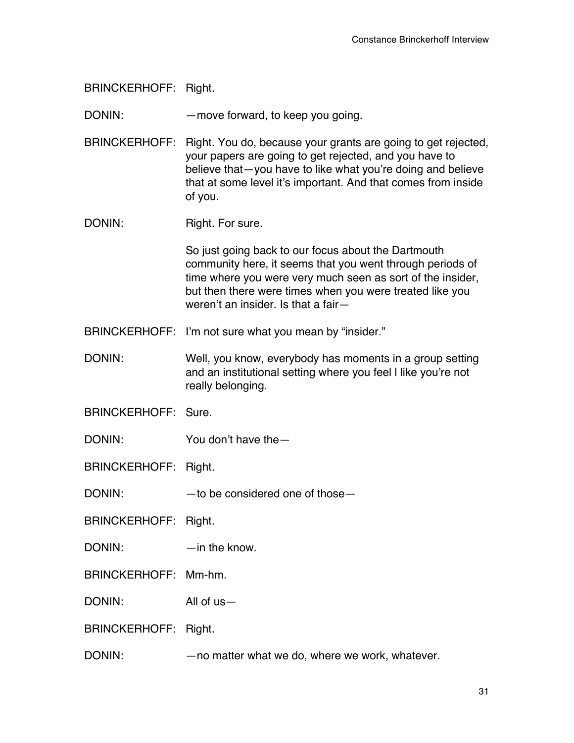BRINCKERHOFF: Right.

DONIN: —move forward, to keep you going.

BRINCKERHOFF: Right. You do, because your grants are going to get rejected, your papers are going to get rejected, and you have to believe that—you have to like what you're doing and believe that at some level it's important. And that comes from inside of you.

DONIN: Right. For sure.

So just going back to our focus about the Dartmouth community here, it seems that you went through periods of time where you were very much seen as sort of the insider, but then there were times when you were treated like you weren't an insider. Is that a fair—

BRINCKERHOFF: I'm not sure what you mean by "insider."

DONIN: Well, you know, everybody has moments in a group setting and an institutional setting where you feel l like you're not really belonging.

BRINCKERHOFF: Sure.

DONIN: You don't have the—

BRINCKERHOFF: Right.

DONIN: —to be considered one of those—

BRINCKERHOFF: Right.

DONIN: —in the know.

BRINCKERHOFF: Mm-hm.

DONIN: All of us—

BRINCKERHOFF: Right.

DONIN: —no matter what we do, where we work, whatever.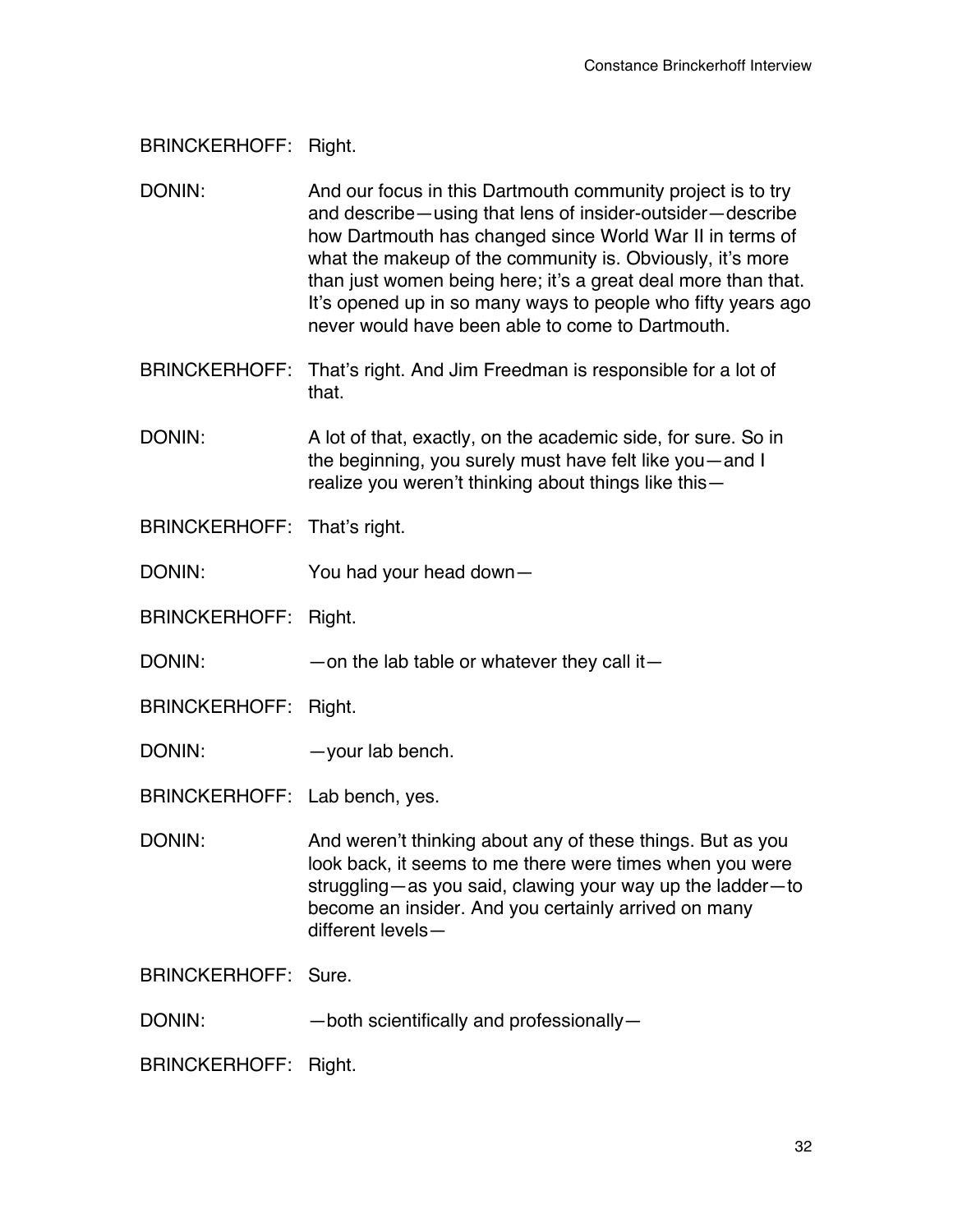BRINCKERHOFF: Right.

DONIN: And our focus in this Dartmouth community project is to try and describe—using that lens of insider-outsider—describe how Dartmouth has changed since World War II in terms of what the makeup of the community is. Obviously, it's more than just women being here; it's a great deal more than that. It's opened up in so many ways to people who fifty years ago never would have been able to come to Dartmouth.

BRINCKERHOFF: That's right. And Jim Freedman is responsible for a lot of that.

DONIN: A lot of that, exactly, on the academic side, for sure. So in the beginning, you surely must have felt like you—and I realize you weren't thinking about things like this—

BRINCKERHOFF: That's right.

DONIN: You had your head down—

BRINCKERHOFF: Right.

DONIN: —on the lab table or whatever they call it—

BRINCKERHOFF: Right.

DONIN: —your lab bench.

BRINCKERHOFF: Lab bench, yes.

DONIN: And weren't thinking about any of these things. But as you look back, it seems to me there were times when you were struggling—as you said, clawing your way up the ladder—to become an insider. And you certainly arrived on many different levels—

BRINCKERHOFF: Sure.

DONIN: —both scientifically and professionally—

BRINCKERHOFF: Right.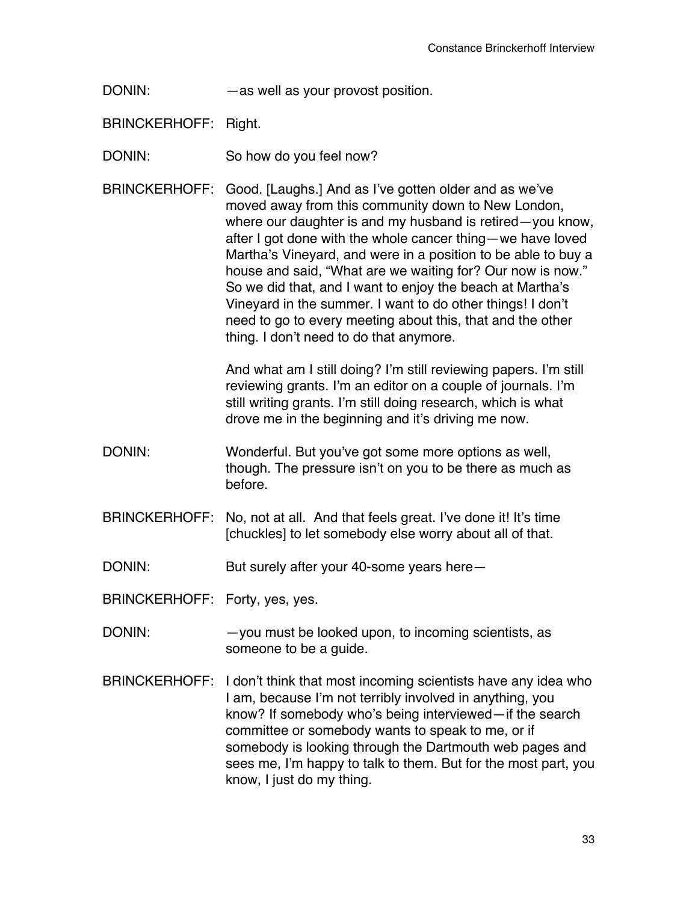DONIN: —as well as your provost position.

BRINCKERHOFF: Right.

DONIN: So how do you feel now?

BRINCKERHOFF: Good. [Laughs.] And as I've gotten older and as we've moved away from this community down to New London, where our daughter is and my husband is retired—you know, after I got done with the whole cancer thing—we have loved Martha's Vineyard, and were in a position to be able to buy a house and said, "What are we waiting for? Our now is now." So we did that, and I want to enjoy the beach at Martha's Vineyard in the summer. I want to do other things! I don't need to go to every meeting about this, that and the other thing. I don't need to do that anymore.

And what am I still doing? I'm still reviewing papers. I'm still reviewing grants. I'm an editor on a couple of journals. I'm still writing grants. I'm still doing research, which is what drove me in the beginning and it's driving me now.

DONIN: Wonderful. But you've got some more options as well, though. The pressure isn't on you to be there as much as before.

BRINCKERHOFF: No, not at all. And that feels great. I've done it! It's time [chuckles] to let somebody else worry about all of that.

DONIN: But surely after your 40-some years here—

BRINCKERHOFF: Forty, yes, yes.

DONIN: —you must be looked upon, to incoming scientists, as someone to be a guide.

BRINCKERHOFF: I don't think that most incoming scientists have any idea who I am, because I'm not terribly involved in anything, you know? If somebody who's being interviewed—if the search committee or somebody wants to speak to me, or if somebody is looking through the Dartmouth web pages and sees me, I'm happy to talk to them. But for the most part, you know, I just do my thing.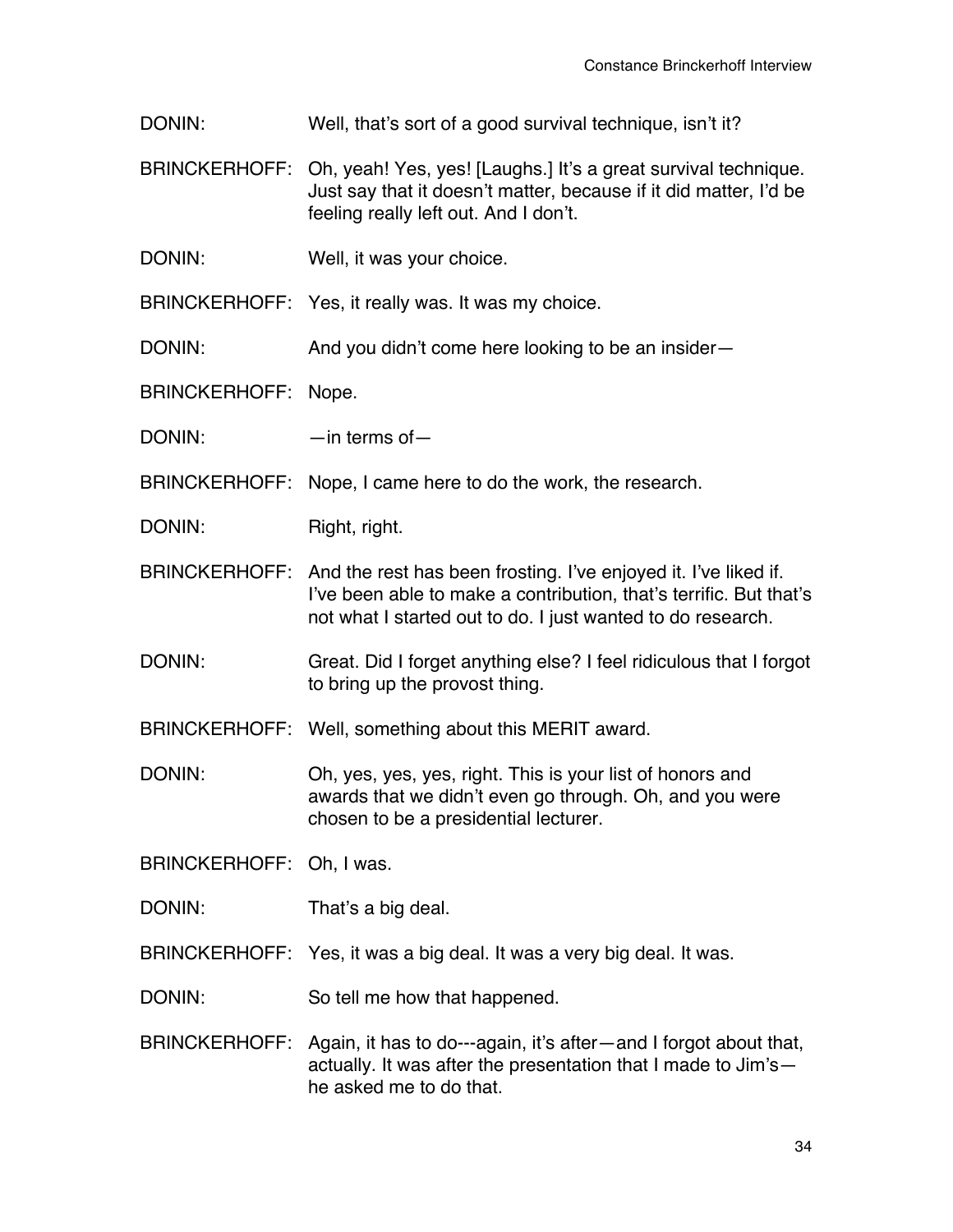DONIN: Well, that's sort of a good survival technique, isn't it?

BRINCKERHOFF: Oh, yeah! Yes, yes! [Laughs.] It's a great survival technique. Just say that it doesn't matter, because if it did matter, I'd be feeling really left out. And I don't.

DONIN: Well, it was your choice.

BRINCKERHOFF: Yes, it really was. It was my choice.

DONIN: And you didn't come here looking to be an insider—

BRINCKERHOFF: Nope.

DONIN: —in terms of—

BRINCKERHOFF: Nope, I came here to do the work, the research.

DONIN: Right, right.

BRINCKERHOFF: And the rest has been frosting. I've enjoyed it. I've liked if. I've been able to make a contribution, that's terrific. But that's not what I started out to do. I just wanted to do research.

DONIN: Great. Did I forget anything else? I feel ridiculous that I forgot to bring up the provost thing.

BRINCKERHOFF: Well, something about this MERIT award.

DONIN: Oh, yes, yes, yes, right. This is your list of honors and awards that we didn't even go through. Oh, and you were chosen to be a presidential lecturer.

BRINCKERHOFF: Oh, I was.

DONIN: That's a big deal.

BRINCKERHOFF: Yes, it was a big deal. It was a very big deal. It was.

DONIN: So tell me how that happened.

BRINCKERHOFF: Again, it has to do---again, it's after—and I forgot about that, actually. It was after the presentation that I made to Jim's—he asked me to do that.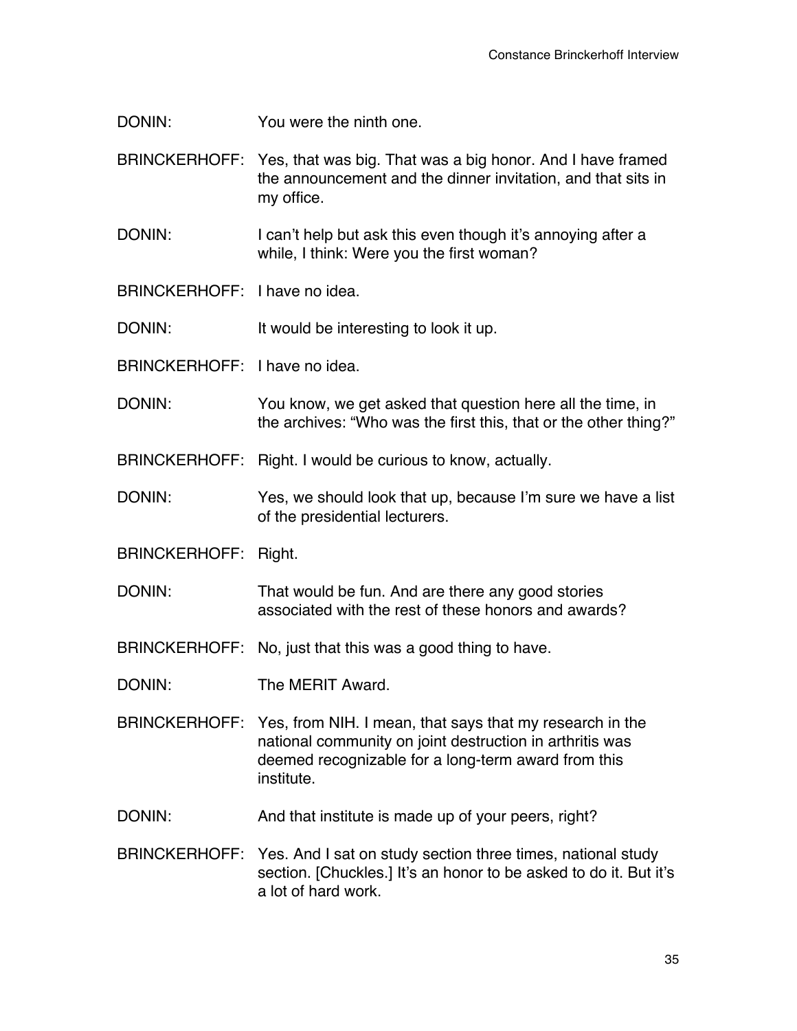DONIN: You were the ninth one.

BRINCKERHOFF: Yes, that was big. That was a big honor. And I have framed the announcement and the dinner invitation, and that sits in my office.

DONIN: I can't help but ask this even though it's annoying after a while, I think: Were you the first woman?

BRINCKERHOFF: I have no idea.

DONIN: It would be interesting to look it up.

BRINCKERHOFF: I have no idea.

DONIN: You know, we get asked that question here all the time, in the archives: "Who was the first this, that or the other thing?"

BRINCKERHOFF: Right. I would be curious to know, actually.

DONIN: Yes, we should look that up, because I'm sure we have a list of the presidential lecturers.

BRINCKERHOFF: Right.

DONIN: That would be fun. And are there any good stories associated with the rest of these honors and awards?

BRINCKERHOFF: No, just that this was a good thing to have.

DONIN: The MERIT Award.

BRINCKERHOFF: Yes, from NIH. I mean, that says that my research in the national community on joint destruction in arthritis was deemed recognizable for a long-term award from this institute.

DONIN: And that institute is made up of your peers, right?

BRINCKERHOFF: Yes. And I sat on study section three times, national study section. [Chuckles.] It's an honor to be asked to do it. But it's a lot of hard work.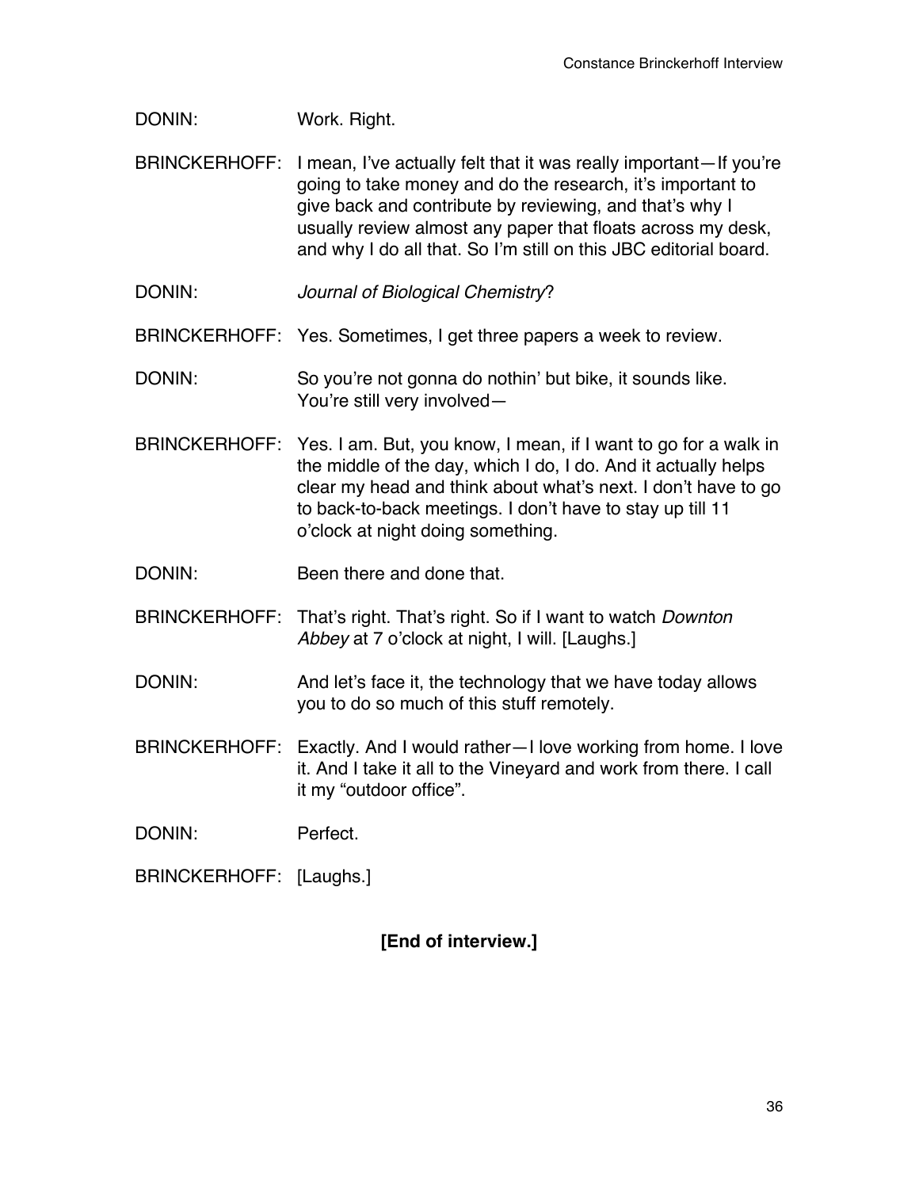DONIN: Work. Right.

BRINCKERHOFF: I mean, I've actually felt that it was really important—If you're going to take money and do the research, it's important to give back and contribute by reviewing, and that's why I usually review almost any paper that floats across my desk, and why I do all that. So I'm still on this JBC editorial board.

DONIN: *Journal of Biological Chemistry*?

BRINCKERHOFF: Yes. Sometimes, I get three papers a week to review.

DONIN: So you're not gonna do nothin' but bike, it sounds like. You're still very involved—

BRINCKERHOFF: Yes. I am. But, you know, I mean, if I want to go for a walk in the middle of the day, which I do, I do. And it actually helps clear my head and think about what's next. I don't have to go to back-to-back meetings. I don't have to stay up till 11 o'clock at night doing something.

DONIN: Been there and done that.

BRINCKERHOFF: That's right. That's right. So if I want to watch *Downton Abbey* at 7 o'clock at night, I will. [Laughs.]

DONIN: And let's face it, the technology that we have today allows you to do so much of this stuff remotely.

BRINCKERHOFF: Exactly. And I would rather—I love working from home. I love it. And I take it all to the Vineyard and work from there. I call it my "outdoor office".

DONIN: Perfect.

BRINCKERHOFF: [Laughs.]

**[End of interview.]**